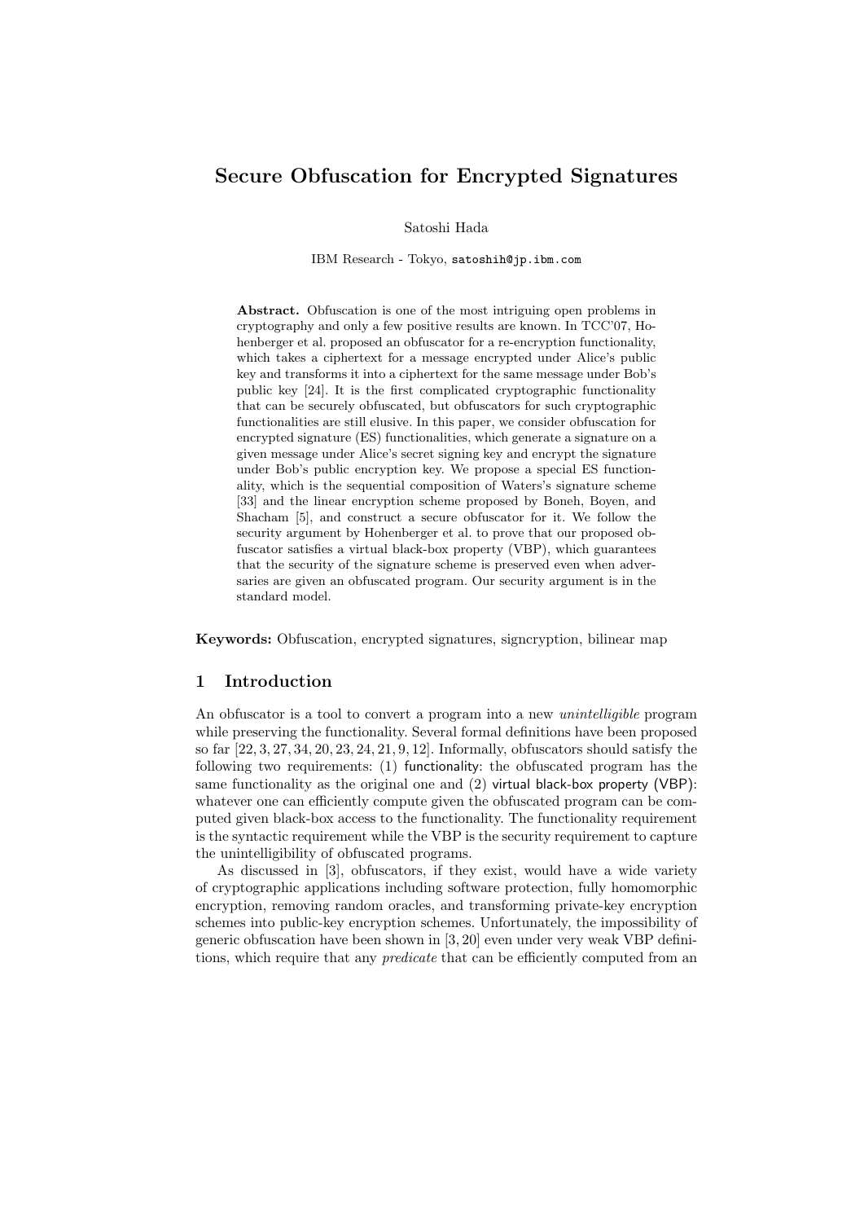# Secure Obfuscation for Encrypted Signatures

Satoshi Hada

IBM Research - Tokyo, `satoshih@jp.ibm.com`

**Abstract.** Obfuscation is one of the most intriguing open problems in cryptography and only a few positive results are known. In TCC'07, Hohenberger et al. proposed an obfuscator for a re-encryption functionality, which takes a ciphertext for a message encrypted under Alice's public key and transforms it into a ciphertext for the same message under Bob's public key [24]. It is the first complicated cryptographic functionality that can be securely obfuscated, but obfuscators for such cryptographic functionalities are still elusive. In this paper, we consider obfuscation for encrypted signature (ES) functionalities, which generate a signature on a given message under Alice's secret signing key and encrypt the signature under Bob's public encryption key. We propose a special ES functionality, which is the sequential composition of Waters's signature scheme [33] and the linear encryption scheme proposed by Boneh, Boyen, and Shacham [5], and construct a secure obfuscator for it. We follow the security argument by Hohenberger et al. to prove that our proposed obfuscator satisfies a virtual black-box property (VBP), which guarantees that the security of the signature scheme is preserved even when adversaries are given an obfuscated program. Our security argument is in the standard model.

**Keywords:** Obfuscation, encrypted signatures, signcryption, bilinear map

## 1 Introduction

An obfuscator is a tool to convert a program into a new *unintelligible* program while preserving the functionality. Several formal definitions have been proposed so far [22, 3, 27, 34, 20, 23, 24, 21, 9, 12]. Informally, obfuscators should satisfy the following two requirements: (1) functionality: the obfuscated program has the same functionality as the original one and (2) virtual black-box property (VBP): whatever one can efficiently compute given the obfuscated program can be computed given black-box access to the functionality. The functionality requirement is the syntactic requirement while the VBP is the security requirement to capture the unintelligibility of obfuscated programs.

As discussed in [3], obfuscators, if they exist, would have a wide variety of cryptographic applications including software protection, fully homomorphic encryption, removing random oracles, and transforming private-key encryption schemes into public-key encryption schemes. Unfortunately, the impossibility of generic obfuscation have been shown in [3, 20] even under very weak VBP definitions, which require that any *predicate* that can be efficiently computed from an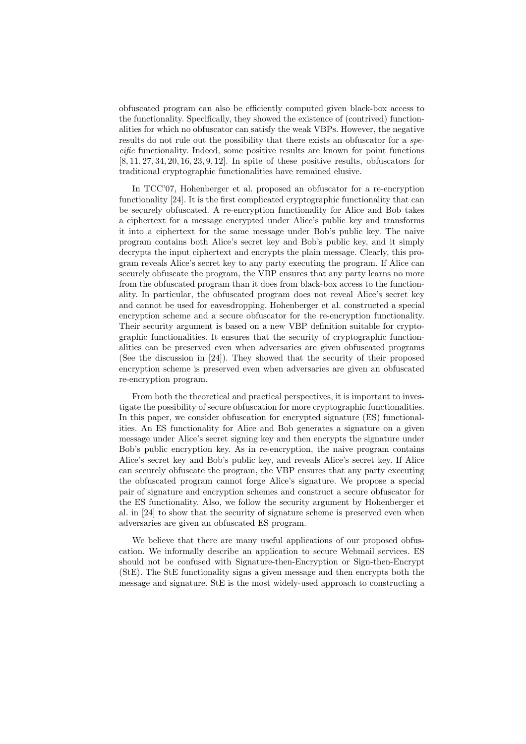obfuscated program can also be efficiently computed given black-box access to the functionality. Specifically, they showed the existence of (contrived) functionalities for which no obfuscator can satisfy the weak VBPs. However, the negative results do not rule out the possibility that there exists an obfuscator for a *specific* functionality. Indeed, some positive results are known for point functions [8, 11, 27, 34, 20, 16, 23, 9, 12]. In spite of these positive results, obfuscators for traditional cryptographic functionalities have remained elusive.

In TCC'07, Hohenberger et al. proposed an obfuscator for a re-encryption functionality [24]. It is the first complicated cryptographic functionality that can be securely obfuscated. A re-encryption functionality for Alice and Bob takes a ciphertext for a message encrypted under Alice's public key and transforms it into a ciphertext for the same message under Bob's public key. The naive program contains both Alice's secret key and Bob's public key, and it simply decrypts the input ciphertext and encrypts the plain message. Clearly, this program reveals Alice's secret key to any party executing the program. If Alice can securely obfuscate the program, the VBP ensures that any party learns no more from the obfuscated program than it does from black-box access to the functionality. In particular, the obfuscated program does not reveal Alice's secret key and cannot be used for eavesdropping. Hohenberger et al. constructed a special encryption scheme and a secure obfuscator for the re-encryption functionality. Their security argument is based on a new VBP definition suitable for cryptographic functionalities. It ensures that the security of cryptographic functionalities can be preserved even when adversaries are given obfuscated programs (See the discussion in [24]). They showed that the security of their proposed encryption scheme is preserved even when adversaries are given an obfuscated re-encryption program.

From both the theoretical and practical perspectives, it is important to investigate the possibility of secure obfuscation for more cryptographic functionalities. In this paper, we consider obfuscation for encrypted signature (ES) functionalities. An ES functionality for Alice and Bob generates a signature on a given message under Alice's secret signing key and then encrypts the signature under Bob's public encryption key. As in re-encryption, the naive program contains Alice's secret key and Bob's public key, and reveals Alice's secret key. If Alice can securely obfuscate the program, the VBP ensures that any party executing the obfuscated program cannot forge Alice's signature. We propose a special pair of signature and encryption schemes and construct a secure obfuscator for the ES functionality. Also, we follow the security argument by Hohenberger et al. in [24] to show that the security of signature scheme is preserved even when adversaries are given an obfuscated ES program.

We believe that there are many useful applications of our proposed obfuscation. We informally describe an application to secure Webmail services. ES should not be confused with Signature-then-Encryption or Sign-then-Encrypt (StE). The StE functionality signs a given message and then encrypts both the message and signature. StE is the most widely-used approach to constructing a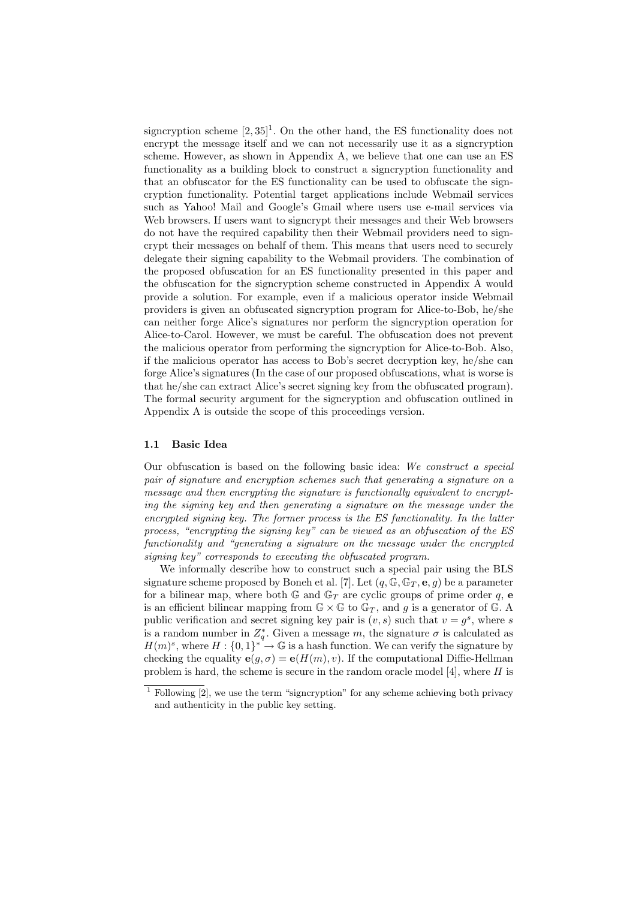signcryption scheme [2, 35][1]. On the other hand, the ES functionality does not encrypt the message itself and we can not necessarily use it as a signcryption scheme. However, as shown in Appendix A, we believe that one can use an ES functionality as a building block to construct a signcryption functionality and that an obfuscator for the ES functionality can be used to obfuscate the signcryption functionality. Potential target applications include Webmail services such as Yahoo! Mail and Google's Gmail where users use e-mail services via Web browsers. If users want to signcrypt their messages and their Web browsers do not have the required capability then their Webmail providers need to signcrypt their messages on behalf of them. This means that users need to securely delegate their signing capability to the Webmail providers. The combination of the proposed obfuscation for an ES functionality presented in this paper and the obfuscation for the signcryption scheme constructed in Appendix A would provide a solution. For example, even if a malicious operator inside Webmail providers is given an obfuscated signcryption program for Alice-to-Bob, he/she can neither forge Alice's signatures nor perform the signcryption operation for Alice-to-Carol. However, we must be careful. The obfuscation does not prevent the malicious operator from performing the signcryption for Alice-to-Bob. Also, if the malicious operator has access to Bob's secret decryption key, he/she can forge Alice's signatures (In the case of our proposed obfuscations, what is worse is that he/she can extract Alice's secret signing key from the obfuscated program). The formal security argument for the signcryption and obfuscation outlined in Appendix A is outside the scope of this proceedings version.

### 1.1 Basic Idea

Our obfuscation is based on the following basic idea: *We construct a special pair of signature and encryption schemes such that generating a signature on a message and then encrypting the signature is functionally equivalent to encrypting the signing key and then generating a signature on the message under the encrypted signing key. The former process is the ES functionality. In the latter process, "encrypting the signing key" can be viewed as an obfuscation of the ES functionality and "generating a signature on the message under the encrypted signing key" corresponds to executing the obfuscated program.*

We informally describe how to construct such a special pair using the BLS signature scheme proposed by Boneh et al. [7]. Let $(q, \mathbb{G}, \mathbb{G}_T, \mathbf{e}, g)$ be a parameter for a bilinear map, where both $\mathbb{G}$ and $\mathbb{G}_T$ are cyclic groups of prime order $q$, $\mathbf{e}$ is an efficient bilinear mapping from $\mathbb{G} \times \mathbb{G}$ to $\mathbb{G}_T$, and $g$ is a generator of $\mathbb{G}$. A public verification and secret signing key pair is $(v, s)$ such that $v = g^s$, where $s$ is a random number in $Z_q^*$. Given a message $m$, the signature $\sigma$ is calculated as $H(m)^s$, where $H : \{0, 1\}^* \to \mathbb{G}$ is a hash function. We can verify the signature by checking the equality $\mathbf{e}(g, \sigma) = \mathbf{e}(H(m), v)$. If the computational Diffie-Hellman problem is hard, the scheme is secure in the random oracle model [4], where $H$ is

[1] Following [2], we use the term "signcryption" for any scheme achieving both privacy and authenticity in the public key setting.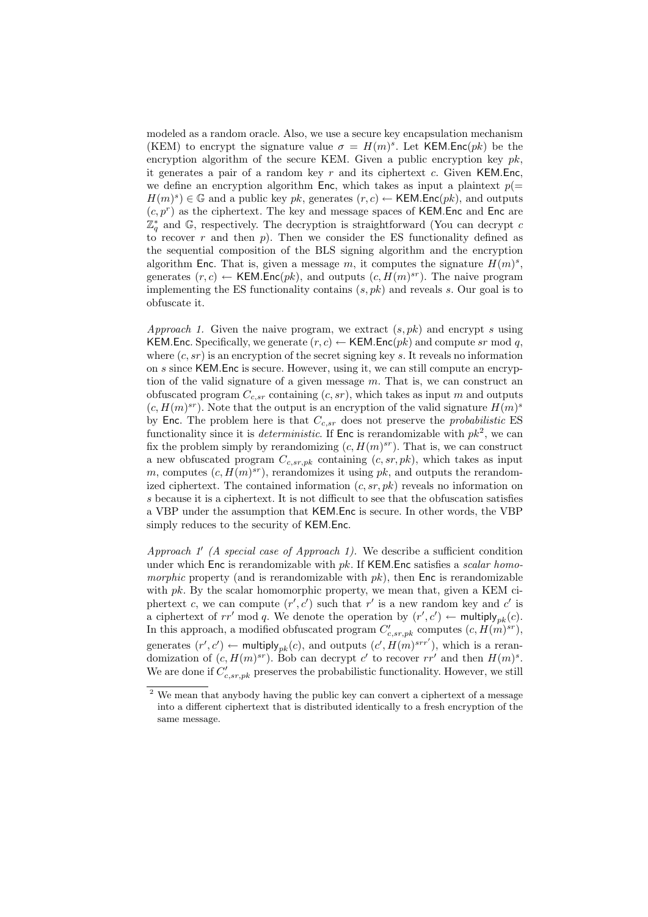modeled as a random oracle. Also, we use a secure key encapsulation mechanism (KEM) to encrypt the signature value $\sigma = H(m)^s$. Let $\mathsf{KEM.Enc}(pk)$ be the encryption algorithm of the secure KEM. Given a public encryption key $pk$, it generates a pair of a random key $r$ and its ciphertext $c$. Given $\mathsf{KEM.Enc}$, we define an encryption algorithm $\mathsf{Enc}$, which takes as input a plaintext $p(= H(m)^s) \in \mathbb{G}$ and a public key $pk$, generates $(r, c) \leftarrow \mathsf{KEM.Enc}(pk)$, and outputs $(c, p^r)$ as the ciphertext. The key and message spaces of $\mathsf{KEM.Enc}$ and $\mathsf{Enc}$ are $\mathbb{Z}_q^*$ and $\mathbb{G}$, respectively. The decryption is straightforward (You can decrypt $c$ to recover $r$ and then $p$). Then we consider the ES functionality defined as the sequential composition of the BLS signing algorithm and the encryption algorithm $\mathsf{Enc}$. That is, given a message $m$, it computes the signature $H(m)^s$, generates $(r, c) \leftarrow \mathsf{KEM.Enc}(pk)$, and outputs $(c, H(m)^{sr})$. The naive program implementing the ES functionality contains $(s, pk)$ and reveals $s$. Our goal is to obfuscate it.

*Approach 1.* Given the naive program, we extract $(s, pk)$ and encrypt $s$ using $\mathsf{KEM.Enc}$. Specifically, we generate $(r, c) \leftarrow \mathsf{KEM.Enc}(pk)$ and compute $sr \bmod q$, where $(c, sr)$ is an encryption of the secret signing key $s$. It reveals no information on $s$ since $\mathsf{KEM.Enc}$ is secure. However, using it, we can still compute an encryption of the valid signature of a given message $m$. That is, we can construct an obfuscated program $C_{c,sr}$ containing $(c, sr)$, which takes as input $m$ and outputs $(c, H(m)^{sr})$. Note that the output is an encryption of the valid signature $H(m)^s$ by $\mathsf{Enc}$. The problem here is that $C_{c,sr}$ does not preserve the *probabilistic* ES functionality since it is *deterministic*. If $\mathsf{Enc}$ is rerandomizable with $pk$[2], we can fix the problem simply by rerandomizing $(c, H(m)^{sr})$. That is, we can construct a new obfuscated program $C_{c,sr,pk}$ containing $(c, sr, pk)$, which takes as input $m$, computes $(c, H(m)^{sr})$, rerandomizes it using $pk$, and outputs the rerandomized ciphertext. The contained information $(c, sr, pk)$ reveals no information on $s$ because it is a ciphertext. It is not difficult to see that the obfuscation satisfies a VBP under the assumption that $\mathsf{KEM.Enc}$ is secure. In other words, the VBP simply reduces to the security of $\mathsf{KEM.Enc}$.

*Approach 1′ (A special case of Approach 1).* We describe a sufficient condition under which $\mathsf{Enc}$ is rerandomizable with $pk$. If $\mathsf{KEM.Enc}$ satisfies a *scalar homomorphic* property (and is rerandomizable with $pk$), then $\mathsf{Enc}$ is rerandomizable with $pk$. By the scalar homomorphic property, we mean that, given a KEM ciphertext $c$, we can compute $(r', c')$ such that $r'$ is a new random key and $c'$ is a ciphertext of $rr' \bmod q$. We denote the operation by $(r', c') \leftarrow \mathsf{multiply}_{pk}(c)$. In this approach, a modified obfuscated program $C'_{c,sr,pk}$ computes $(c, H(m)^{sr})$, generates $(r', c') \leftarrow \mathsf{multiply}_{pk}(c)$, and outputs $(c', H(m)^{srr'})$, which is a rerandomization of $(c, H(m)^{sr})$. Bob can decrypt $c'$ to recover $rr'$ and then $H(m)^s$. We are done if $C'_{c,sr,pk}$ preserves the probabilistic functionality. However, we still

[2] We mean that anybody having the public key can convert a ciphertext of a message into a different ciphertext that is distributed identically to a fresh encryption of the same message.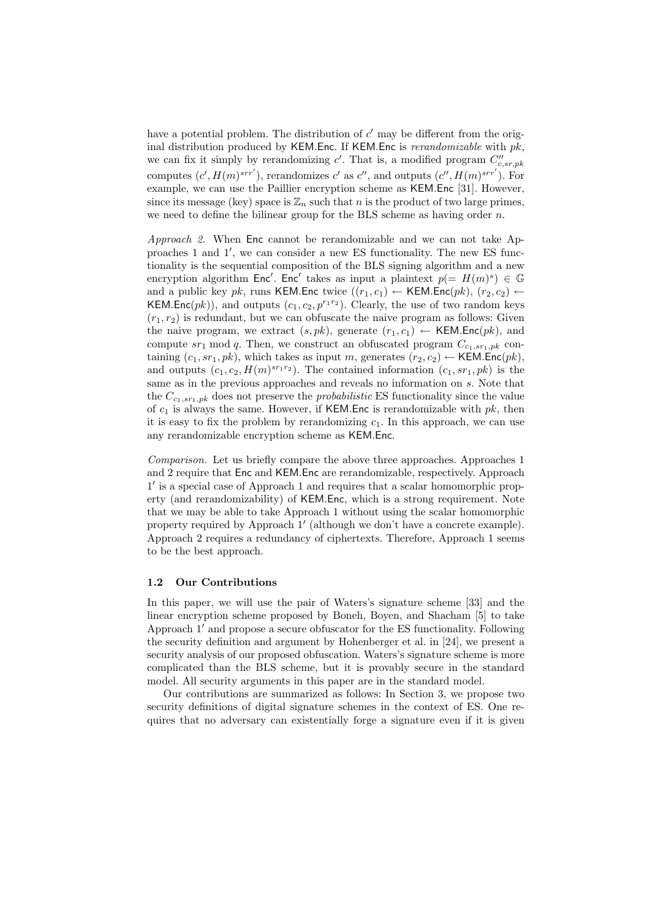have a potential problem. The distribution of $c'$ may be different from the original distribution produced by KEM.Enc. If KEM.Enc is *rerandomizable* with $pk$, we can fix it simply by rerandomizing $c'$. That is, a modified program $C''_{c,sr,pk}$ computes $(c', H(m)^{srr'})$, rerandomizes $c'$ as $c''$, and outputs $(c'', H(m)^{srr'})$. For example, we can use the Paillier encryption scheme as KEM.Enc [31]. However, since its message (key) space is $\mathbb{Z}_n$ such that $n$ is the product of two large primes, we need to define the bilinear group for the BLS scheme as having order $n$.

*Approach 2.* When Enc cannot be rerandomizable and we can not take Approaches 1 and 1′, we can consider a new ES functionality. The new ES functionality is the sequential composition of the BLS signing algorithm and a new encryption algorithm Enc′. Enc′ takes as input a plaintext $p (= H(m)^s) \in \mathbb{G}$ and a public key $pk$, runs KEM.Enc twice $((r_1, c_1) \leftarrow \mathsf{KEM.Enc}(pk), (r_2, c_2) \leftarrow \mathsf{KEM.Enc}(pk))$, and outputs $(c_1, c_2, p^{r_1 r_2})$. Clearly, the use of two random keys $(r_1, r_2)$ is redundant, but we can obfuscate the naive program as follows: Given the naive program, we extract $(s, pk)$, generate $(r_1, c_1) \leftarrow \mathsf{KEM.Enc}(pk)$, and compute $sr_1 \bmod q$. Then, we construct an obfuscated program $C_{c_1, sr_1, pk}$ containing $(c_1, sr_1, pk)$, which takes as input $m$, generates $(r_2, c_2) \leftarrow \mathsf{KEM.Enc}(pk)$, and outputs $(c_1, c_2, H(m)^{sr_1 r_2})$. The contained information $(c_1, sr_1, pk)$ is the same as in the previous approaches and reveals no information on $s$. Note that the $C_{c_1, sr_1, pk}$ does not preserve the *probabilistic* ES functionality since the value of $c_1$ is always the same. However, if KEM.Enc is rerandomizable with $pk$, then it is easy to fix the problem by rerandomizing $c_1$. In this approach, we can use any rerandomizable encryption scheme as KEM.Enc.

*Comparison.* Let us briefly compare the above three approaches. Approaches 1 and 2 require that Enc and KEM.Enc are rerandomizable, respectively. Approach 1′ is a special case of Approach 1 and requires that a scalar homomorphic property (and rerandomizability) of KEM.Enc, which is a strong requirement. Note that we may be able to take Approach 1 without using the scalar homomorphic property required by Approach 1′ (although we don't have a concrete example). Approach 2 requires a redundancy of ciphertexts. Therefore, Approach 1 seems to be the best approach.

### 1.2 Our Contributions

In this paper, we will use the pair of Waters's signature scheme [33] and the linear encryption scheme proposed by Boneh, Boyen, and Shacham [5] to take Approach 1′ and propose a secure obfuscator for the ES functionality. Following the security definition and argument by Hohenberger et al. in [24], we present a security analysis of our proposed obfuscation. Waters's signature scheme is more complicated than the BLS scheme, but it is provably secure in the standard model. All security arguments in this paper are in the standard model.

Our contributions are summarized as follows: In Section 3, we propose two security definitions of digital signature schemes in the context of ES. One requires that no adversary can existentially forge a signature even if it is given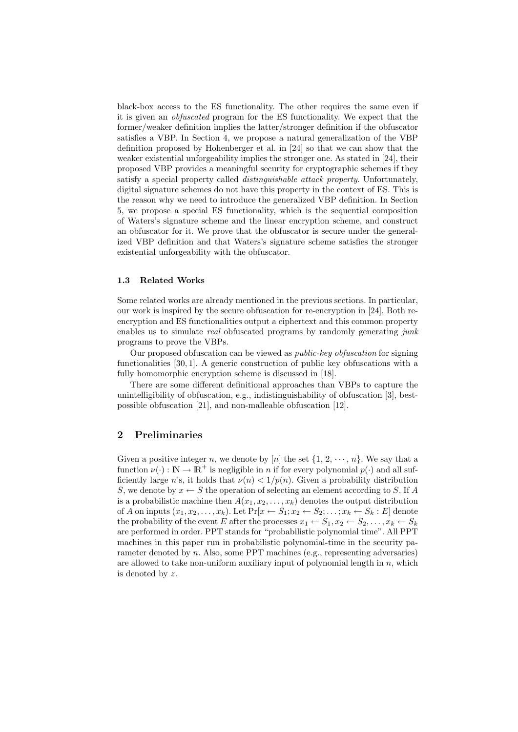black-box access to the ES functionality. The other requires the same even if it is given an *obfuscated* program for the ES functionality. We expect that the former/weaker definition implies the latter/stronger definition if the obfuscator satisfies a VBP. In Section 4, we propose a natural generalization of the VBP definition proposed by Hohenberger et al. in [24] so that we can show that the weaker existential unforgeability implies the stronger one. As stated in [24], their proposed VBP provides a meaningful security for cryptographic schemes if they satisfy a special property called *distinguishable attack property*. Unfortunately, digital signature schemes do not have this property in the context of ES. This is the reason why we need to introduce the generalized VBP definition. In Section 5, we propose a special ES functionality, which is the sequential composition of Waters's signature scheme and the linear encryption scheme, and construct an obfuscator for it. We prove that the obfuscator is secure under the generalized VBP definition and that Waters's signature scheme satisfies the stronger existential unforgeability with the obfuscator.

### 1.3 Related Works

Some related works are already mentioned in the previous sections. In particular, our work is inspired by the secure obfuscation for re-encryption in [24]. Both re-encryption and ES functionalities output a ciphertext and this common property enables us to simulate *real* obfuscated programs by randomly generating *junk* programs to prove the VBPs.

Our proposed obfuscation can be viewed as *public-key obfuscation* for signing functionalities [30, 1]. A generic construction of public key obfuscations with a fully homomorphic encryption scheme is discussed in [18].

There are some different definitional approaches than VBPs to capture the unintelligibility of obfuscation, e.g., indistinguishability of obfuscation [3], best-possible obfuscation [21], and non-malleable obfuscation [12].

## 2 Preliminaries

Given a positive integer $n$, we denote by $[n]$ the set $\{1, 2, \cdots, n\}$. We say that a function $\nu(\cdot) : \mathbb{N} \to \mathbb{R}^+$ is negligible in $n$ if for every polynomial $p(\cdot)$ and all sufficiently large $n$'s, it holds that $\nu(n) < 1/p(n)$. Given a probability distribution $S$, we denote by $x \leftarrow S$ the operation of selecting an element according to $S$. If $A$ is a probabilistic machine then $A(x_1, x_2, \ldots, x_k)$ denotes the output distribution of $A$ on inputs $(x_1, x_2, \ldots, x_k)$. Let $\Pr[x \leftarrow S_1; x_2 \leftarrow S_2; \ldots; x_k \leftarrow S_k : E]$ denote the probability of the event $E$ after the processes $x_1 \leftarrow S_1, x_2 \leftarrow S_2, \ldots, x_k \leftarrow S_k$ are performed in order. PPT stands for "probabilistic polynomial time". All PPT machines in this paper run in probabilistic polynomial-time in the security parameter denoted by $n$. Also, some PPT machines (e.g., representing adversaries) are allowed to take non-uniform auxiliary input of polynomial length in $n$, which is denoted by $z$.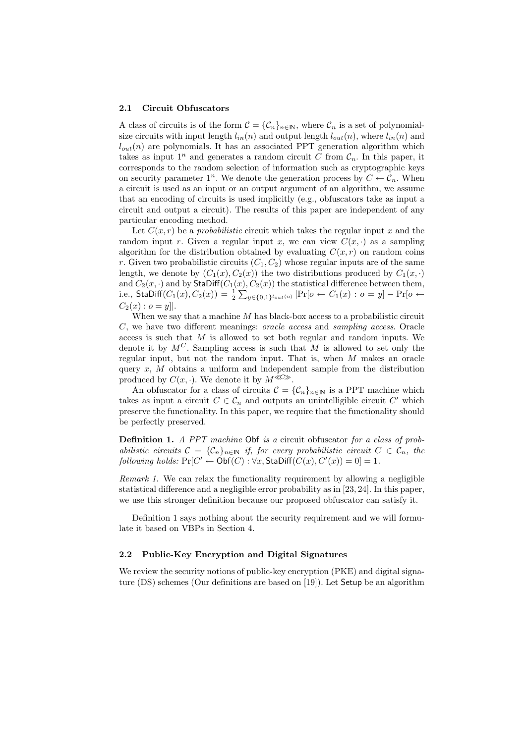### 2.1 Circuit Obfuscators

A class of circuits is of the form $\mathcal{C} = \{\mathcal{C}_n\}_{n \in \mathbb{N}}$, where $\mathcal{C}_n$ is a set of polynomial-size circuits with input length $l_{in}(n)$ and output length $l_{out}(n)$, where $l_{in}(n)$ and $l_{out}(n)$ are polynomials. It has an associated PPT generation algorithm which takes as input $1^n$ and generates a random circuit $C$ from $\mathcal{C}_n$. In this paper, it corresponds to the random selection of information such as cryptographic keys on security parameter $1^n$. We denote the generation process by $C \leftarrow \mathcal{C}_n$. When a circuit is used as an input or an output argument of an algorithm, we assume that an encoding of circuits is used implicitly (e.g., obfuscators take as input a circuit and output a circuit). The results of this paper are independent of any particular encoding method.

Let $C(x, r)$ be a *probabilistic* circuit which takes the regular input $x$ and the random input $r$. Given a regular input $x$, we can view $C(x, \cdot)$ as a sampling algorithm for the distribution obtained by evaluating $C(x, r)$ on random coins $r$. Given two probabilistic circuits $(C_1, C_2)$ whose regular inputs are of the same length, we denote by $(C_1(x), C_2(x))$ the two distributions produced by $C_1(x, \cdot)$ and $C_2(x, \cdot)$ and by $\mathsf{StaDiff}(C_1(x), C_2(x))$ the statistical difference between them, i.e., $\mathsf{StaDiff}(C_1(x), C_2(x)) = \frac{1}{2}\sum_{y \in \{0,1\}^{l_{out}(n)}} |\Pr[o \leftarrow C_1(x) : o = y] - \Pr[o \leftarrow C_2(x) : o = y]|$.

When we say that a machine $M$ has black-box access to a probabilistic circuit $C$, we have two different meanings: *oracle access* and *sampling access*. Oracle access is such that $M$ is allowed to set both regular and random inputs. We denote it by $M^C$. Sampling access is such that $M$ is allowed to set only the regular input, but not the random input. That is, when $M$ makes an oracle query $x$, $M$ obtains a uniform and independent sample from the distribution produced by $C(x, \cdot)$. We denote it by $M^{\langle\!\langle C \rangle\!\rangle}$.

An obfuscator for a class of circuits $\mathcal{C} = \{\mathcal{C}_n\}_{n \in \mathbb{N}}$ is a PPT machine which takes as input a circuit $C \in \mathcal{C}_n$ and outputs an unintelligible circuit $C'$ which preserve the functionality. In this paper, we require that the functionality should be perfectly preserved.

**Definition 1.** *A PPT machine* $\mathsf{Obf}$ *is a* circuit obfuscator *for a class of probabilistic circuits* $\mathcal{C} = \{\mathcal{C}_n\}_{n \in \mathbb{N}}$ *if, for every probabilistic circuit* $C \in \mathcal{C}_n$*, the following holds:* $\Pr[C' \leftarrow \mathsf{Obf}(C) : \forall x, \mathsf{StaDiff}(C(x), C'(x)) = 0] = 1$.

*Remark 1.* We can relax the functionality requirement by allowing a negligible statistical difference and a negligible error probability as in [23, 24]. In this paper, we use this stronger definition because our proposed obfuscator can satisfy it.

Definition 1 says nothing about the security requirement and we will formulate it based on VBPs in Section 4.

### 2.2 Public-Key Encryption and Digital Signatures

We review the security notions of public-key encryption (PKE) and digital signature (DS) schemes (Our definitions are based on [19]). Let $\mathsf{Setup}$ be an algorithm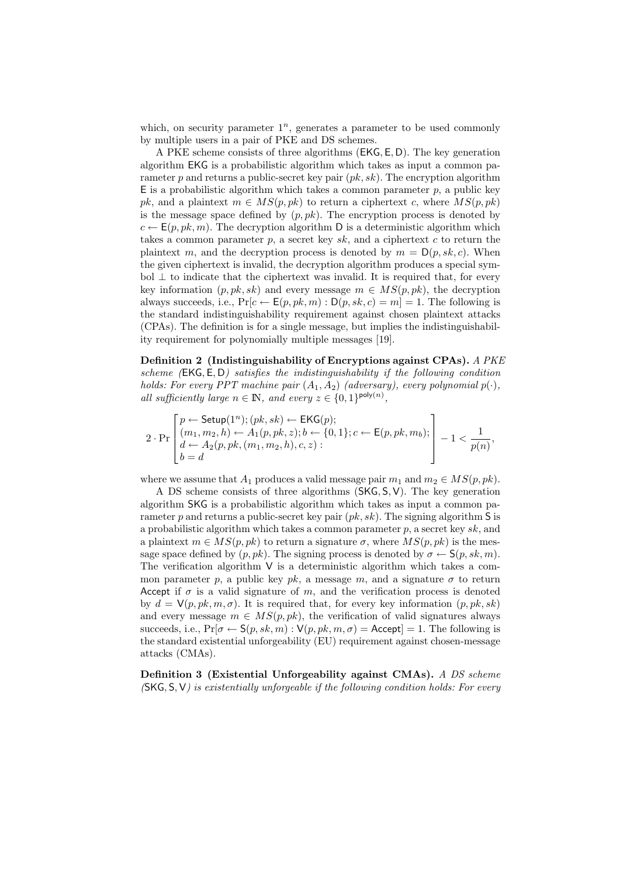which, on security parameter $1^n$, generates a parameter to be used commonly by multiple users in a pair of PKE and DS schemes.

A PKE scheme consists of three algorithms $(\mathsf{EKG}, \mathsf{E}, \mathsf{D})$. The key generation algorithm $\mathsf{EKG}$ is a probabilistic algorithm which takes as input a common parameter $p$ and returns a public-secret key pair $(pk, sk)$. The encryption algorithm $\mathsf{E}$ is a probabilistic algorithm which takes a common parameter $p$, a public key $pk$, and a plaintext $m \in MS(p, pk)$ to return a ciphertext $c$, where $MS(p, pk)$ is the message space defined by $(p, pk)$. The encryption process is denoted by $c \leftarrow \mathsf{E}(p, pk, m)$. The decryption algorithm $\mathsf{D}$ is a deterministic algorithm which takes a common parameter $p$, a secret key $sk$, and a ciphertext $c$ to return the plaintext $m$, and the decryption process is denoted by $m = \mathsf{D}(p, sk, c)$. When the given ciphertext is invalid, the decryption algorithm produces a special symbol $\perp$ to indicate that the ciphertext was invalid. It is required that, for every key information $(p, pk, sk)$ and every message $m \in MS(p, pk)$, the decryption always succeeds, i.e., $\Pr[c \leftarrow \mathsf{E}(p, pk, m) : \mathsf{D}(p, sk, c) = m] = 1$. The following is the standard indistinguishability requirement against chosen plaintext attacks (CPAs). The definition is for a single message, but implies the indistinguishability requirement for polynomially multiple messages [19].

**Definition 2 (Indistinguishability of Encryptions against CPAs).** *A PKE scheme* $(\mathsf{EKG}, \mathsf{E}, \mathsf{D})$ *satisfies the indistinguishability if the following condition holds: For every PPT machine pair* $(A_1, A_2)$ *(adversary), every polynomial* $p(\cdot)$*, all sufficiently large* $n \in \mathbb{N}$*, and every* $z \in \{0,1\}^{\mathsf{poly}(n)}$*,*

$$2 \cdot \Pr\left[\begin{array}{l} p \leftarrow \mathsf{Setup}(1^n); (pk, sk) \leftarrow \mathsf{EKG}(p); \\ (m_1, m_2, h) \leftarrow A_1(p, pk, z); b \leftarrow \{0,1\}; c \leftarrow \mathsf{E}(p, pk, m_b); \\ d \leftarrow A_2(p, pk, (m_1, m_2, h), c, z) : \\ b = d \end{array}\right] - 1 < \frac{1}{p(n)},$$

where we assume that $A_1$ produces a valid message pair $m_1$ and $m_2 \in MS(p, pk)$.

A DS scheme consists of three algorithms $(\mathsf{SKG}, \mathsf{S}, \mathsf{V})$. The key generation algorithm $\mathsf{SKG}$ is a probabilistic algorithm which takes as input a common parameter $p$ and returns a public-secret key pair $(pk, sk)$. The signing algorithm $\mathsf{S}$ is a probabilistic algorithm which takes a common parameter $p$, a secret key $sk$, and a plaintext $m \in MS(p, pk)$ to return a signature $\sigma$, where $MS(p, pk)$ is the message space defined by $(p, pk)$. The signing process is denoted by $\sigma \leftarrow \mathsf{S}(p, sk, m)$. The verification algorithm $\mathsf{V}$ is a deterministic algorithm which takes a common parameter $p$, a public key $pk$, a message $m$, and a signature $\sigma$ to return $\mathsf{Accept}$ if $\sigma$ is a valid signature of $m$, and the verification process is denoted by $d = \mathsf{V}(p, pk, m, \sigma)$. It is required that, for every key information $(p, pk, sk)$ and every message $m \in MS(p, pk)$, the verification of valid signatures always succeeds, i.e., $\Pr[\sigma \leftarrow \mathsf{S}(p, sk, m) : \mathsf{V}(p, pk, m, \sigma) = \mathsf{Accept}] = 1$. The following is the standard existential unforgeability (EU) requirement against chosen-message attacks (CMAs).

**Definition 3 (Existential Unforgeability against CMAs).** *A DS scheme* $(\mathsf{SKG}, \mathsf{S}, \mathsf{V})$ *is existentially unforgeable if the following condition holds: For every*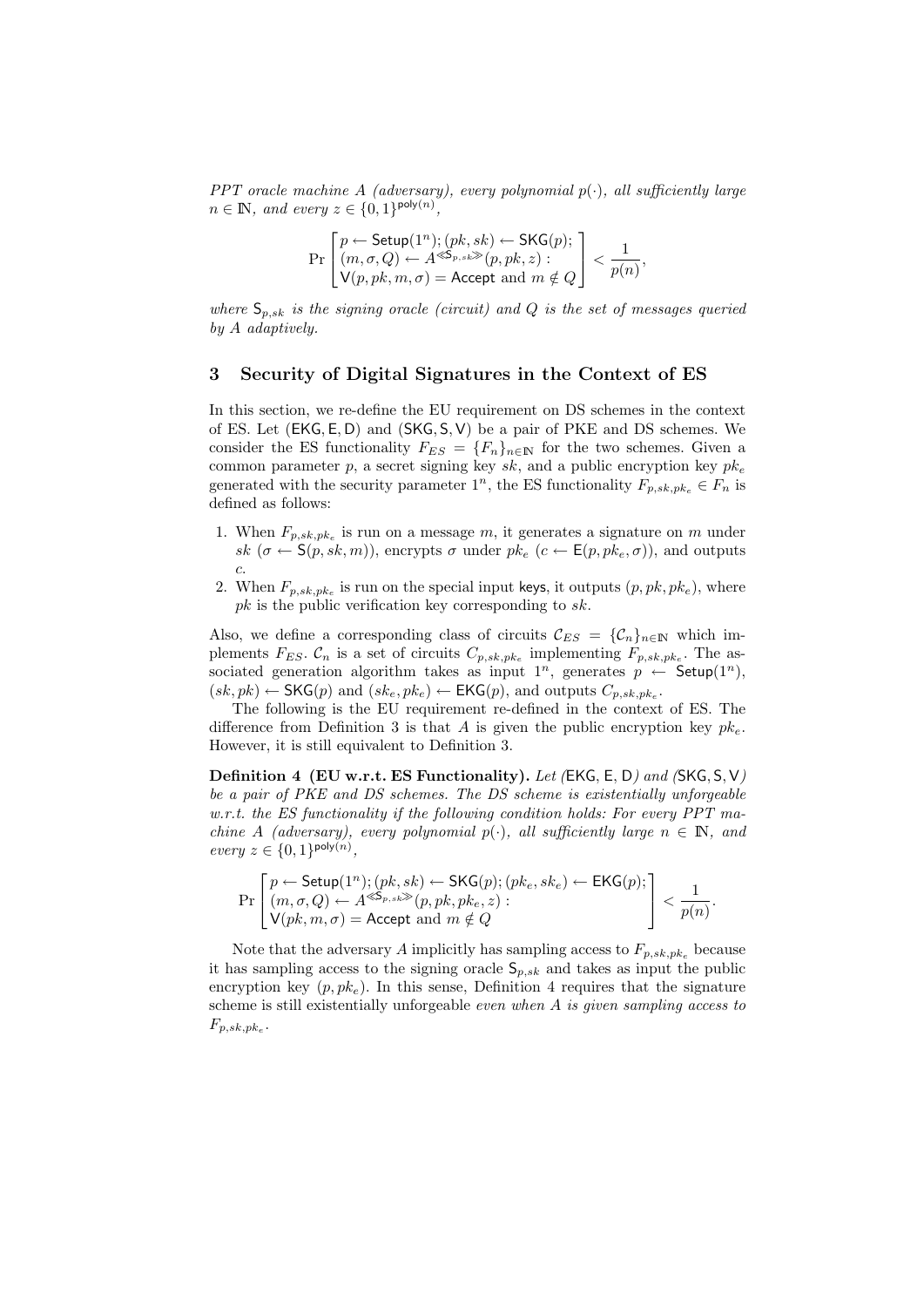*PPT oracle machine A (adversary), every polynomial* $p(\cdot)$*, all sufficiently large* $n \in \mathbb{N}$*, and every* $z \in \{0,1\}^{\mathsf{poly}(n)}$*,*

$$\Pr\left[\begin{array}{l} p \leftarrow \mathsf{Setup}(1^n); (pk, sk) \leftarrow \mathsf{SKG}(p); \\ (m, \sigma, Q) \leftarrow A^{\ll \mathsf{S}_{p,sk} \gg}(p, pk, z) : \\ \mathsf{V}(p, pk, m, \sigma) = \mathsf{Accept} \text{ and } m \notin Q \end{array}\right] < \frac{1}{p(n)},$$

*where* $\mathsf{S}_{p,sk}$ *is the signing oracle (circuit) and* $Q$ *is the set of messages queried by* $A$ *adaptively.*

## 3 Security of Digital Signatures in the Context of ES

In this section, we re-define the EU requirement on DS schemes in the context of ES. Let $(\mathsf{EKG}, \mathsf{E}, \mathsf{D})$ and $(\mathsf{SKG}, \mathsf{S}, \mathsf{V})$ be a pair of PKE and DS schemes. We consider the ES functionality $F_{ES} = \{F_n\}_{n \in \mathbb{N}}$ for the two schemes. Given a common parameter $p$, a secret signing key $sk$, and a public encryption key $pk_e$ generated with the security parameter $1^n$, the ES functionality $F_{p,sk,pk_e} \in F_n$ is defined as follows:

1. When $F_{p,sk,pk_e}$ is run on a message $m$, it generates a signature on $m$ under $sk$ ($\sigma \leftarrow \mathsf{S}(p, sk, m)$), encrypts $\sigma$ under $pk_e$ ($c \leftarrow \mathsf{E}(p, pk_e, \sigma)$), and outputs $c$.
2. When $F_{p,sk,pk_e}$ is run on the special input $\mathsf{keys}$, it outputs $(p, pk, pk_e)$, where $pk$ is the public verification key corresponding to $sk$.

Also, we define a corresponding class of circuits $\mathcal{C}_{ES} = \{\mathcal{C}_n\}_{n \in \mathbb{N}}$ which implements $F_{ES}$. $\mathcal{C}_n$ is a set of circuits $C_{p,sk,pk_e}$ implementing $F_{p,sk,pk_e}$. The associated generation algorithm takes as input $1^n$, generates $p \leftarrow \mathsf{Setup}(1^n)$, $(sk, pk) \leftarrow \mathsf{SKG}(p)$ and $(sk_e, pk_e) \leftarrow \mathsf{EKG}(p)$, and outputs $C_{p,sk,pk_e}$.

The following is the EU requirement re-defined in the context of ES. The difference from Definition 3 is that $A$ is given the public encryption key $pk_e$. However, it is still equivalent to Definition 3.

**Definition 4 (EU w.r.t. ES Functionality).** *Let (*$\mathsf{EKG}, \mathsf{E}, \mathsf{D}$*) and (*$\mathsf{SKG}, \mathsf{S}, \mathsf{V}$*) be a pair of PKE and DS schemes. The DS scheme is existentially unforgeable w.r.t. the ES functionality if the following condition holds: For every PPT machine A (adversary), every polynomial* $p(\cdot)$*, all sufficiently large* $n \in \mathbb{N}$*, and every* $z \in \{0,1\}^{\mathsf{poly}(n)}$*,*

$$\Pr\left[\begin{array}{l} p \leftarrow \mathsf{Setup}(1^n); (pk, sk) \leftarrow \mathsf{SKG}(p); (pk_e, sk_e) \leftarrow \mathsf{EKG}(p); \\ (m, \sigma, Q) \leftarrow A^{\ll \mathsf{S}_{p,sk} \gg}(p, pk, pk_e, z) : \\ \mathsf{V}(pk, m, \sigma) = \mathsf{Accept} \text{ and } m \notin Q \end{array}\right] < \frac{1}{p(n)}.$$

Note that the adversary $A$ implicitly has sampling access to $F_{p,sk,pk_e}$ because it has sampling access to the signing oracle $\mathsf{S}_{p,sk}$ and takes as input the public encryption key $(p, pk_e)$. In this sense, Definition 4 requires that the signature scheme is still existentially unforgeable *even when A is given sampling access to* $F_{p,sk,pk_e}$.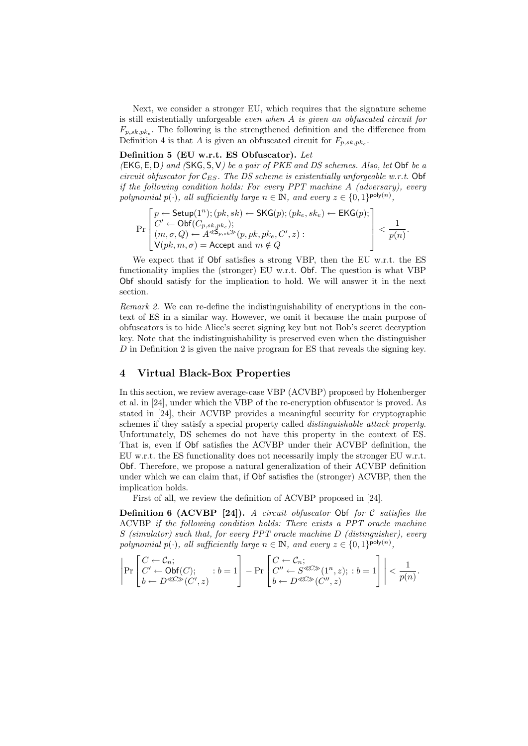Next, we consider a stronger EU, which requires that the signature scheme is still existentially unforgeable *even when $A$ is given an obfuscated circuit for* $F_{p,sk,pk_e}$. The following is the strengthened definition and the difference from Definition 4 is that $A$ is given an obfuscated circuit for $F_{p,sk,pk_e}$.

**Definition 5 (EU w.r.t. ES Obfuscator).** *Let ($\mathsf{EKG}, \mathsf{E}, \mathsf{D}$) and ($\mathsf{SKG}, \mathsf{S}, \mathsf{V}$) be a pair of PKE and DS schemes. Also, let $\mathsf{Obf}$ be a circuit obfuscator for $\mathcal{C}_{ES}$. The DS scheme is existentially unforgeable w.r.t. $\mathsf{Obf}$ if the following condition holds: For every PPT machine $A$ (adversary), every polynomial $p(\cdot)$, all sufficiently large $n \in \mathbb{N}$, and every $z \in \{0,1\}^{\mathsf{poly}(n)}$,*

$$\Pr\left[\begin{array}{l} p \leftarrow \mathsf{Setup}(1^n); (pk, sk) \leftarrow \mathsf{SKG}(p); (pk_e, sk_e) \leftarrow \mathsf{EKG}(p); \\ C' \leftarrow \mathsf{Obf}(C_{p,sk,pk_e}); \\ (m, \sigma, Q) \leftarrow A^{\ll \mathsf{S}_{p,sk} \gg}(p, pk, pk_e, C', z) : \\ \mathsf{V}(pk, m, \sigma) = \mathsf{Accept} \text{ and } m \notin Q \end{array}\right] < \frac{1}{p(n)}.$$

We expect that if $\mathsf{Obf}$ satisfies a strong VBP, then the EU w.r.t. the ES functionality implies the (stronger) EU w.r.t. $\mathsf{Obf}$. The question is what VBP $\mathsf{Obf}$ should satisfy for the implication to hold. We will answer it in the next section.

*Remark 2.* We can re-define the indistinguishability of encryptions in the context of ES in a similar way. However, we omit it because the main purpose of obfuscators is to hide Alice's secret signing key but not Bob's secret decryption key. Note that the indistinguishability is preserved even when the distinguisher $D$ in Definition 2 is given the naive program for ES that reveals the signing key.

## 4 Virtual Black-Box Properties

In this section, we review average-case VBP (ACVBP) proposed by Hohenberger et al. in [24], under which the VBP of the re-encryption obfuscator is proved. As stated in [24], their ACVBP provides a meaningful security for cryptographic schemes if they satisfy a special property called *distinguishable attack property*. Unfortunately, DS schemes do not have this property in the context of ES. That is, even if $\mathsf{Obf}$ satisfies the ACVBP under their ACVBP definition, the EU w.r.t. the ES functionality does not necessarily imply the stronger EU w.r.t. $\mathsf{Obf}$. Therefore, we propose a natural generalization of their ACVBP definition under which we can claim that, if $\mathsf{Obf}$ satisfies the (stronger) ACVBP, then the implication holds.

First of all, we review the definition of ACVBP proposed in [24].

**Definition 6 (ACVBP [24]).** *A circuit obfuscator $\mathsf{Obf}$ for $\mathcal{C}$ satisfies the* ACVBP *if the following condition holds: There exists a PPT oracle machine $S$ (simulator) such that, for every PPT oracle machine $D$ (distinguisher), every polynomial $p(\cdot)$, all sufficiently large $n \in \mathbb{N}$, and every $z \in \{0,1\}^{\mathsf{poly}(n)}$,*

$$\left|\Pr\left[\begin{array}{l} C \leftarrow \mathcal{C}_n; \\ C' \leftarrow \mathsf{Obf}(C); \\ b \leftarrow D^{\ll C \gg}(C', z) \end{array} : b = 1\right] - \Pr\left[\begin{array}{l} C \leftarrow \mathcal{C}_n; \\ C'' \leftarrow S^{\ll C \gg}(1^n, z); \\ b \leftarrow D^{\ll C \gg}(C'', z) \end{array} : b = 1\right]\right| < \frac{1}{p(n)}.$$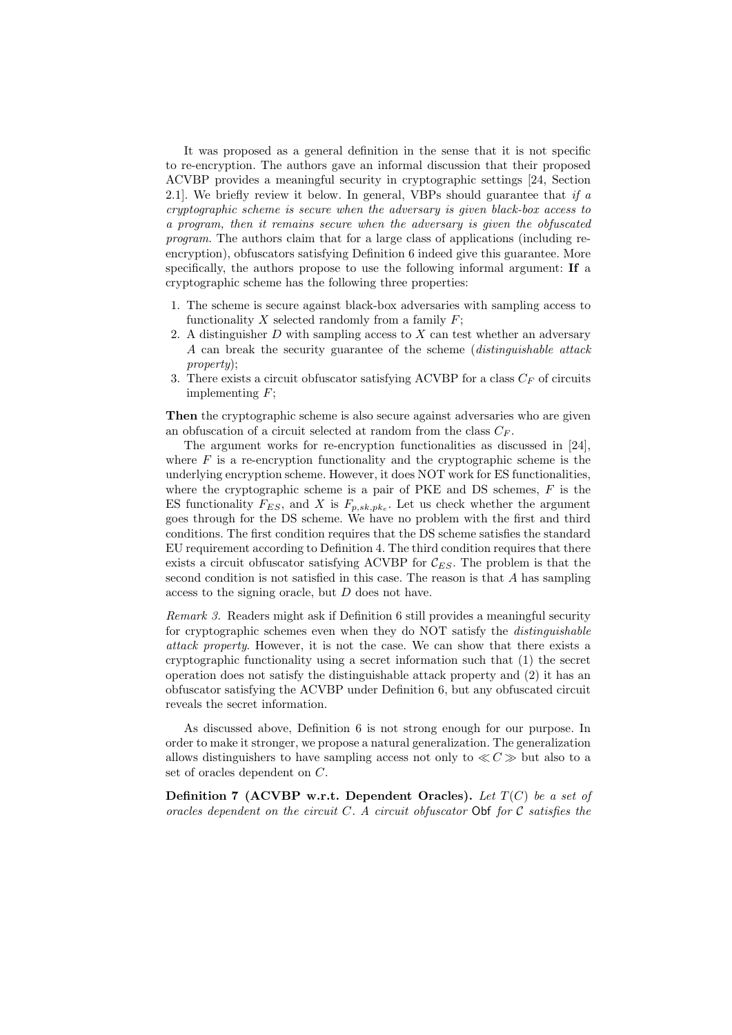It was proposed as a general definition in the sense that it is not specific to re-encryption. The authors gave an informal discussion that their proposed ACVBP provides a meaningful security in cryptographic settings [24, Section 2.1]. We briefly review it below. In general, VBPs should guarantee that *if a cryptographic scheme is secure when the adversary is given black-box access to a program, then it remains secure when the adversary is given the obfuscated program*. The authors claim that for a large class of applications (including re-encryption), obfuscators satisfying Definition 6 indeed give this guarantee. More specifically, the authors propose to use the following informal argument: **If** a cryptographic scheme has the following three properties:

1. The scheme is secure against black-box adversaries with sampling access to functionality $X$ selected randomly from a family $F$;
2. A distinguisher $D$ with sampling access to $X$ can test whether an adversary $A$ can break the security guarantee of the scheme (*distinguishable attack property*);
3. There exists a circuit obfuscator satisfying ACVBP for a class $C_F$ of circuits implementing $F$;

**Then** the cryptographic scheme is also secure against adversaries who are given an obfuscation of a circuit selected at random from the class $C_F$.

The argument works for re-encryption functionalities as discussed in [24], where $F$ is a re-encryption functionality and the cryptographic scheme is the underlying encryption scheme. However, it does NOT work for ES functionalities, where the cryptographic scheme is a pair of PKE and DS schemes, $F$ is the ES functionality $F_{ES}$, and $X$ is $F_{p,sk,pk_e}$. Let us check whether the argument goes through for the DS scheme. We have no problem with the first and third conditions. The first condition requires that the DS scheme satisfies the standard EU requirement according to Definition 4. The third condition requires that there exists a circuit obfuscator satisfying ACVBP for $\mathcal{C}_{ES}$. The problem is that the second condition is not satisfied in this case. The reason is that $A$ has sampling access to the signing oracle, but $D$ does not have.

*Remark 3.* Readers might ask if Definition 6 still provides a meaningful security for cryptographic schemes even when they do NOT satisfy the *distinguishable attack property*. However, it is not the case. We can show that there exists a cryptographic functionality using a secret information such that (1) the secret operation does not satisfy the distinguishable attack property and (2) it has an obfuscator satisfying the ACVBP under Definition 6, but any obfuscated circuit reveals the secret information.

As discussed above, Definition 6 is not strong enough for our purpose. In order to make it stronger, we propose a natural generalization. The generalization allows distinguishers to have sampling access not only to $\ll C \gg$ but also to a set of oracles dependent on $C$.

**Definition 7 (ACVBP w.r.t. Dependent Oracles).** *Let $T(C)$ be a set of oracles dependent on the circuit $C$. A circuit obfuscator* $\mathsf{Obf}$ *for $\mathcal{C}$ satisfies the*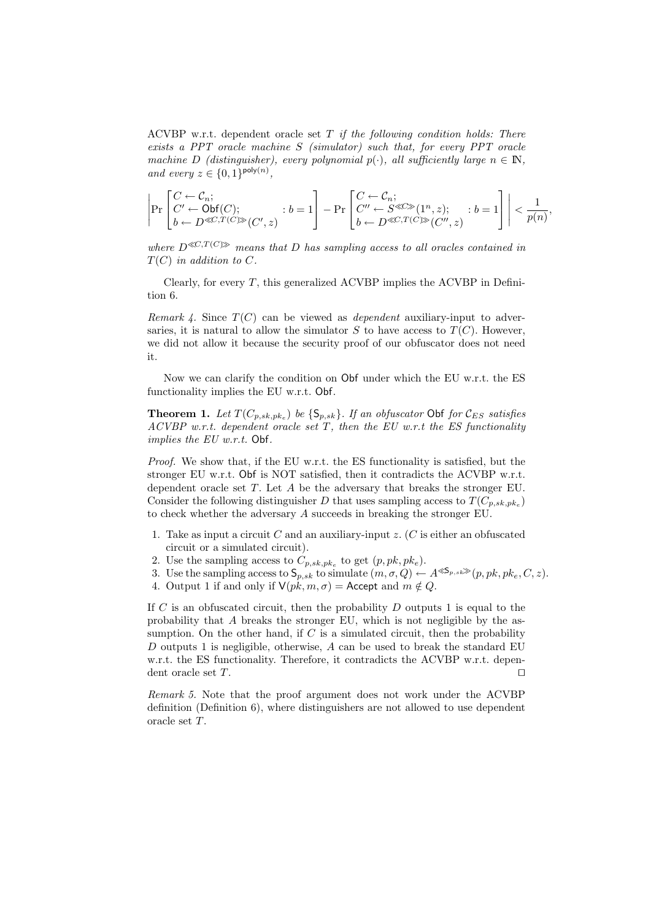ACVBP w.r.t. dependent oracle set $T$ *if the following condition holds: There exists a PPT oracle machine $S$ (simulator) such that, for every PPT oracle machine $D$ (distinguisher), every polynomial $p(\cdot)$, all sufficiently large $n \in \mathbb{N}$, and every $z \in \{0,1\}^{\mathsf{poly}(n)}$,*

$$\left| \Pr\begin{bmatrix} C \leftarrow \mathcal{C}_n; & \\ C' \leftarrow \mathsf{Obf}(C); & : b = 1 \\ b \leftarrow D^{\ll C, T(C) \gg}(C', z) & \end{bmatrix} - \Pr\begin{bmatrix} C \leftarrow \mathcal{C}_n; & \\ C'' \leftarrow S^{\ll C \gg}(1^n, z); & : b = 1 \\ b \leftarrow D^{\ll C, T(C) \gg}(C'', z) & \end{bmatrix} \right| < \frac{1}{p(n)},$$

*where $D^{\ll C, T(C) \gg}$ means that $D$ has sampling access to all oracles contained in $T(C)$ in addition to $C$.*

Clearly, for every $T$, this generalized ACVBP implies the ACVBP in Definition 6.

*Remark 4.* Since $T(C)$ can be viewed as *dependent* auxiliary-input to adversaries, it is natural to allow the simulator $S$ to have access to $T(C)$. However, we did not allow it because the security proof of our obfuscator does not need it.

Now we can clarify the condition on $\mathsf{Obf}$ under which the EU w.r.t. the ES functionality implies the EU w.r.t. $\mathsf{Obf}$.

**Theorem 1.** *Let $T(C_{p,sk,pk_e})$ be $\{\mathsf{S}_{p,sk}\}$. If an obfuscator $\mathsf{Obf}$ for $\mathcal{C}_{ES}$ satisfies ACVBP w.r.t. dependent oracle set $T$, then the EU w.r.t the ES functionality implies the EU w.r.t. $\mathsf{Obf}$.*

*Proof.* We show that, if the EU w.r.t. the ES functionality is satisfied, but the stronger EU w.r.t. $\mathsf{Obf}$ is NOT satisfied, then it contradicts the ACVBP w.r.t. dependent oracle set $T$. Let $A$ be the adversary that breaks the stronger EU. Consider the following distinguisher $D$ that uses sampling access to $T(C_{p,sk,pk_e})$ to check whether the adversary $A$ succeeds in breaking the stronger EU.

1. Take as input a circuit $C$ and an auxiliary-input $z$. ($C$ is either an obfuscated circuit or a simulated circuit).
2. Use the sampling access to $C_{p,sk,pk_e}$ to get $(p, pk, pk_e)$.
3. Use the sampling access to $\mathsf{S}_{p,sk}$ to simulate $(m, \sigma, Q) \leftarrow A^{\ll \mathsf{S}_{p,sk} \gg}(p, pk, pk_e, C, z)$.
4. Output 1 if and only if $\mathsf{V}(pk, m, \sigma) = \mathsf{Accept}$ and $m \notin Q$.

If $C$ is an obfuscated circuit, then the probability $D$ outputs 1 is equal to the probability that $A$ breaks the stronger EU, which is not negligible by the assumption. On the other hand, if $C$ is a simulated circuit, then the probability $D$ outputs 1 is negligible, otherwise, $A$ can be used to break the standard EU w.r.t. the ES functionality. Therefore, it contradicts the ACVBP w.r.t. dependent oracle set $T$. □

*Remark 5.* Note that the proof argument does not work under the ACVBP definition (Definition 6), where distinguishers are not allowed to use dependent oracle set $T$.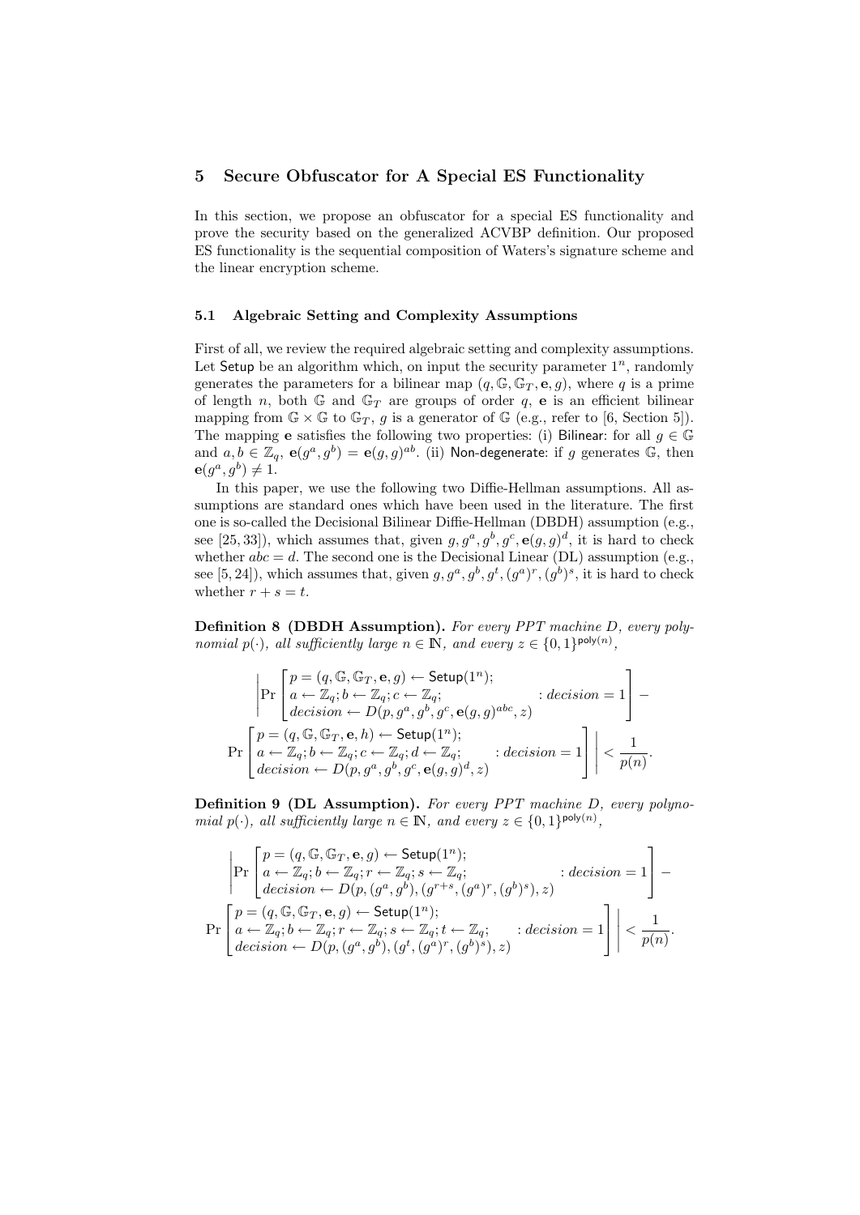## 5 Secure Obfuscator for A Special ES Functionality

In this section, we propose an obfuscator for a special ES functionality and prove the security based on the generalized ACVBP definition. Our proposed ES functionality is the sequential composition of Waters's signature scheme and the linear encryption scheme.

### 5.1 Algebraic Setting and Complexity Assumptions

First of all, we review the required algebraic setting and complexity assumptions. Let $\mathsf{Setup}$ be an algorithm which, on input the security parameter $1^n$, randomly generates the parameters for a bilinear map $(q, \mathbb{G}, \mathbb{G}_T, \mathbf{e}, g)$, where $q$ is a prime of length $n$, both $\mathbb{G}$ and $\mathbb{G}_T$ are groups of order $q$, $\mathbf{e}$ is an efficient bilinear mapping from $\mathbb{G} \times \mathbb{G}$ to $\mathbb{G}_T$, $g$ is a generator of $\mathbb{G}$ (e.g., refer to [6, Section 5]). The mapping $\mathbf{e}$ satisfies the following two properties: (i) $\mathsf{Bilinear}$: for all $g \in \mathbb{G}$ and $a, b \in \mathbb{Z}_q$, $\mathbf{e}(g^a, g^b) = \mathbf{e}(g, g)^{ab}$. (ii) $\mathsf{Non\text{-}degenerate}$: if $g$ generates $\mathbb{G}$, then $\mathbf{e}(g^a, g^b) \neq 1$.

In this paper, we use the following two Diffie-Hellman assumptions. All assumptions are standard ones which have been used in the literature. The first one is so-called the Decisional Bilinear Diffie-Hellman (DBDH) assumption (e.g., see [25, 33]), which assumes that, given $g, g^a, g^b, g^c, \mathbf{e}(g, g)^d$, it is hard to check whether $abc = d$. The second one is the Decisional Linear (DL) assumption (e.g., see [5, 24]), which assumes that, given $g, g^a, g^b, g^t, (g^a)^r, (g^b)^s$, it is hard to check whether $r + s = t$.

**Definition 8 (DBDH Assumption).** *For every PPT machine $D$, every polynomial $p(\cdot)$, all sufficiently large $n \in \mathbb{N}$, and every $z \in \{0,1\}^{\mathsf{poly}(n)}$,*

$$\left| \Pr\left[ \begin{array}{l} p = (q, \mathbb{G}, \mathbb{G}_T, \mathbf{e}, g) \leftarrow \mathsf{Setup}(1^n); \\ a \leftarrow \mathbb{Z}_q; b \leftarrow \mathbb{Z}_q; c \leftarrow \mathbb{Z}_q; \\ decision \leftarrow D(p, g^a, g^b, g^c, \mathbf{e}(g, g)^{abc}, z) \end{array} : decision = 1 \right] - \right.$$

$$\left. \Pr\left[ \begin{array}{l} p = (q, \mathbb{G}, \mathbb{G}_T, \mathbf{e}, h) \leftarrow \mathsf{Setup}(1^n); \\ a \leftarrow \mathbb{Z}_q; b \leftarrow \mathbb{Z}_q; c \leftarrow \mathbb{Z}_q; d \leftarrow \mathbb{Z}_q; \\ decision \leftarrow D(p, g^a, g^b, g^c, \mathbf{e}(g, g)^d, z) \end{array} : decision = 1 \right] \right| < \frac{1}{p(n)}.$$

**Definition 9 (DL Assumption).** *For every PPT machine $D$, every polynomial $p(\cdot)$, all sufficiently large $n \in \mathbb{N}$, and every $z \in \{0,1\}^{\mathsf{poly}(n)}$,*

$$\left| \Pr\left[ \begin{array}{l} p = (q, \mathbb{G}, \mathbb{G}_T, \mathbf{e}, g) \leftarrow \mathsf{Setup}(1^n); \\ a \leftarrow \mathbb{Z}_q; b \leftarrow \mathbb{Z}_q; r \leftarrow \mathbb{Z}_q; s \leftarrow \mathbb{Z}_q; \\ decision \leftarrow D(p, (g^a, g^b), (g^{r+s}, (g^a)^r, (g^b)^s), z) \end{array} : decision = 1 \right] - \right.$$

$$\left. \Pr\left[ \begin{array}{l} p = (q, \mathbb{G}, \mathbb{G}_T, \mathbf{e}, g) \leftarrow \mathsf{Setup}(1^n); \\ a \leftarrow \mathbb{Z}_q; b \leftarrow \mathbb{Z}_q; r \leftarrow \mathbb{Z}_q; s \leftarrow \mathbb{Z}_q; t \leftarrow \mathbb{Z}_q; \\ decision \leftarrow D(p, (g^a, g^b), (g^t, (g^a)^r, (g^b)^s), z) \end{array} : decision = 1 \right] \right| < \frac{1}{p(n)}.$$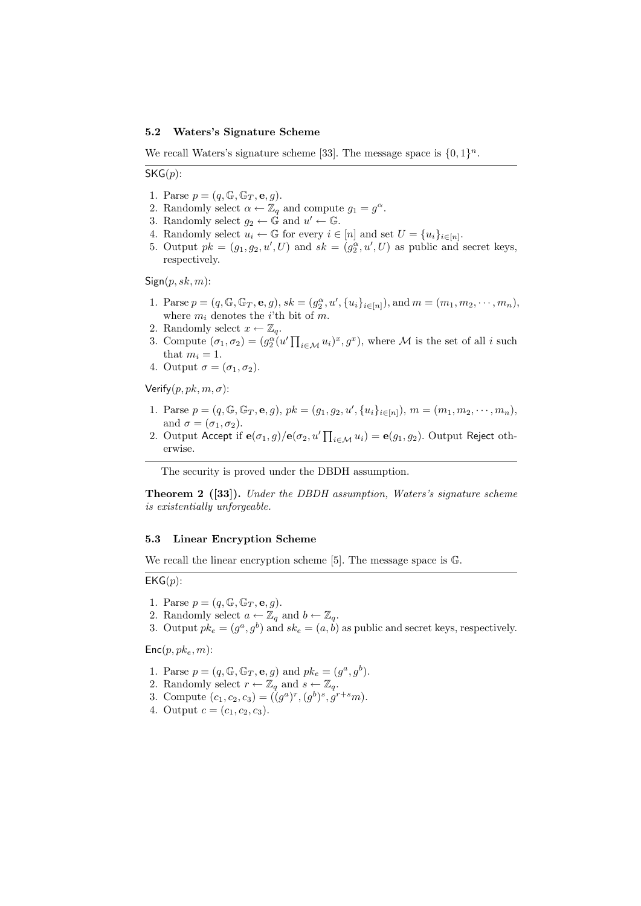### 5.2 Waters's Signature Scheme

We recall Waters's signature scheme [33]. The message space is $\{0,1\}^n$.

---

$\mathsf{SKG}(p)$:

1. Parse $p = (q, \mathbb{G}, \mathbb{G}_T, \mathbf{e}, g)$.
2. Randomly select $\alpha \leftarrow \mathbb{Z}_q$ and compute $g_1 = g^\alpha$.
3. Randomly select $g_2 \leftarrow \mathbb{G}$ and $u' \leftarrow \mathbb{G}$.
4. Randomly select $u_i \leftarrow \mathbb{G}$ for every $i \in [n]$ and set $U = \{u_i\}_{i \in [n]}$.
5. Output $pk = (g_1, g_2, u', U)$ and $sk = (g_2^\alpha, u', U)$ as public and secret keys, respectively.

$\mathsf{Sign}(p, sk, m)$:

1. Parse $p = (q, \mathbb{G}, \mathbb{G}_T, \mathbf{e}, g)$, $sk = (g_2^\alpha, u', \{u_i\}_{i \in [n]})$, and $m = (m_1, m_2, \cdots, m_n)$, where $m_i$ denotes the $i$'th bit of $m$.
2. Randomly select $x \leftarrow \mathbb{Z}_q$.
3. Compute $(\sigma_1, \sigma_2) = (g_2^\alpha (u' \prod_{i \in \mathcal{M}} u_i)^x, g^x)$, where $\mathcal{M}$ is the set of all $i$ such that $m_i = 1$.
4. Output $\sigma = (\sigma_1, \sigma_2)$.

$\mathsf{Verify}(p, pk, m, \sigma)$:

1. Parse $p = (q, \mathbb{G}, \mathbb{G}_T, \mathbf{e}, g)$, $pk = (g_1, g_2, u', \{u_i\}_{i \in [n]})$, $m = (m_1, m_2, \cdots, m_n)$, and $\sigma = (\sigma_1, \sigma_2)$.
2. Output Accept if $\mathbf{e}(\sigma_1, g)/\mathbf{e}(\sigma_2, u' \prod_{i \in \mathcal{M}} u_i) = \mathbf{e}(g_1, g_2)$. Output Reject otherwise.

---

The security is proved under the DBDH assumption.

**Theorem 2 ([33]).** *Under the DBDH assumption, Waters's signature scheme is existentially unforgeable.*

### 5.3 Linear Encryption Scheme

We recall the linear encryption scheme [5]. The message space is $\mathbb{G}$.

---

$\mathsf{EKG}(p)$:

1. Parse $p = (q, \mathbb{G}, \mathbb{G}_T, \mathbf{e}, g)$.
2. Randomly select $a \leftarrow \mathbb{Z}_q$ and $b \leftarrow \mathbb{Z}_q$.
3. Output $pk_e = (g^a, g^b)$ and $sk_e = (a, b)$ as public and secret keys, respectively.

$\mathsf{Enc}(p, pk_e, m)$:

1. Parse $p = (q, \mathbb{G}, \mathbb{G}_T, \mathbf{e}, g)$ and $pk_e = (g^a, g^b)$.
2. Randomly select $r \leftarrow \mathbb{Z}_q$ and $s \leftarrow \mathbb{Z}_q$.
3. Compute $(c_1, c_2, c_3) = ((g^a)^r, (g^b)^s, g^{r+s} m)$.
4. Output $c = (c_1, c_2, c_3)$.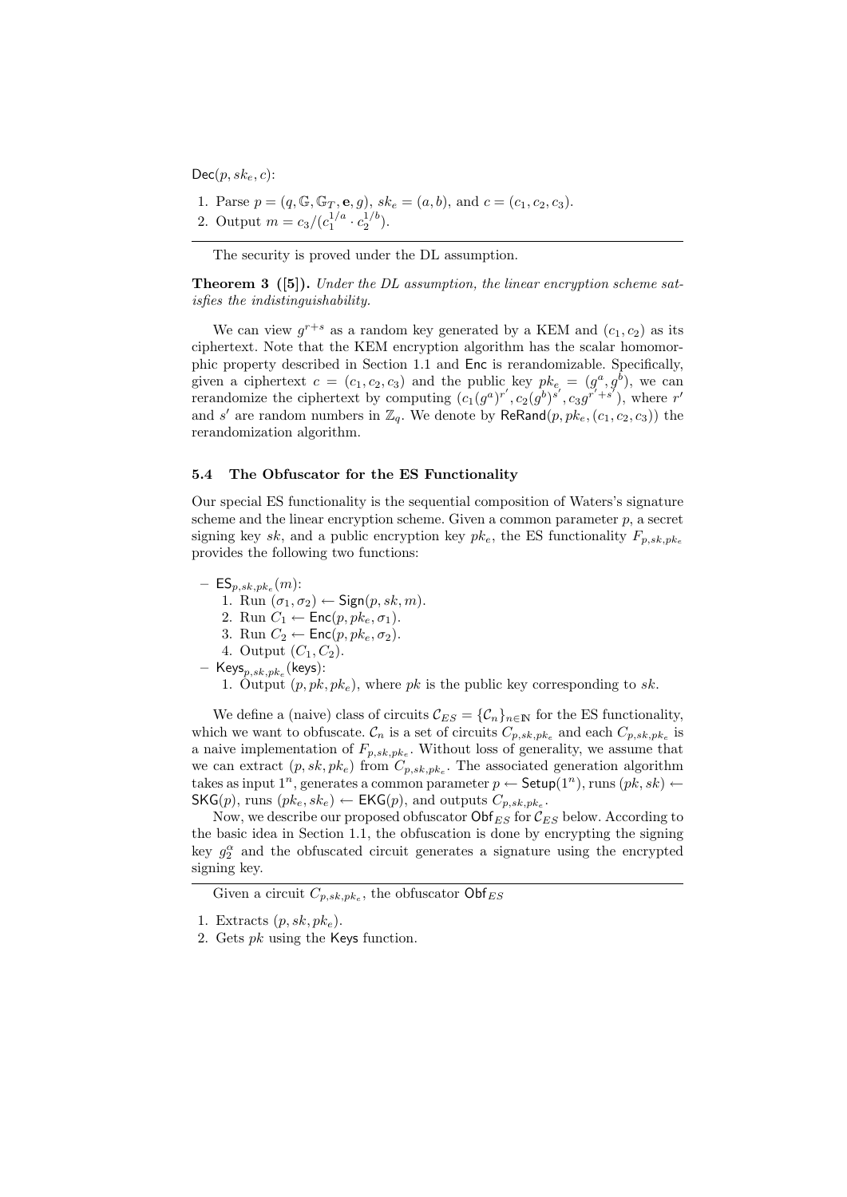$\mathsf{Dec}(p, sk_e, c)$:

1. Parse $p = (q, \mathbb{G}, \mathbb{G}_T, \mathbf{e}, g)$, $sk_e = (a, b)$, and $c = (c_1, c_2, c_3)$.
2. Output $m = c_3/(c_1^{1/a} \cdot c_2^{1/b})$.

---

The security is proved under the DL assumption.

**Theorem 3 ([5]).** *Under the DL assumption, the linear encryption scheme satisfies the indistinguishability.*

We can view $g^{r+s}$ as a random key generated by a KEM and $(c_1, c_2)$ as its ciphertext. Note that the KEM encryption algorithm has the scalar homomorphic property described in Section 1.1 and $\mathsf{Enc}$ is rerandomizable. Specifically, given a ciphertext $c = (c_1, c_2, c_3)$ and the public key $pk_e = (g^a, g^b)$, we can rerandomize the ciphertext by computing $(c_1(g^a)^{r'}, c_2(g^b)^{s'}, c_3 g^{r'+s'})$, where $r'$ and $s'$ are random numbers in $\mathbb{Z}_q$. We denote by $\mathsf{ReRand}(p, pk_e, (c_1, c_2, c_3))$ the rerandomization algorithm.

### 5.4 The Obfuscator for the ES Functionality

Our special ES functionality is the sequential composition of Waters's signature scheme and the linear encryption scheme. Given a common parameter $p$, a secret signing key $sk$, and a public encryption key $pk_e$, the ES functionality $F_{p,sk,pk_e}$ provides the following two functions:

- $\mathsf{ES}_{p,sk,pk_e}(m)$:
  1. Run $(\sigma_1, \sigma_2) \leftarrow \mathsf{Sign}(p, sk, m)$.
  2. Run $C_1 \leftarrow \mathsf{Enc}(p, pk_e, \sigma_1)$.
  3. Run $C_2 \leftarrow \mathsf{Enc}(p, pk_e, \sigma_2)$.
  4. Output $(C_1, C_2)$.
- $\mathsf{Keys}_{p,sk,pk_e}(\mathsf{keys})$:
  1. Output $(p, pk, pk_e)$, where $pk$ is the public key corresponding to $sk$.

We define a (naive) class of circuits $\mathcal{C}_{ES} = \{\mathcal{C}_n\}_{n \in \mathbb{N}}$ for the ES functionality, which we want to obfuscate. $\mathcal{C}_n$ is a set of circuits $C_{p,sk,pk_e}$ and each $C_{p,sk,pk_e}$ is a naive implementation of $F_{p,sk,pk_e}$. Without loss of generality, we assume that we can extract $(p, sk, pk_e)$ from $C_{p,sk,pk_e}$. The associated generation algorithm takes as input $1^n$, generates a common parameter $p \leftarrow \mathsf{Setup}(1^n)$, runs $(pk, sk) \leftarrow \mathsf{SKG}(p)$, runs $(pk_e, sk_e) \leftarrow \mathsf{EKG}(p)$, and outputs $C_{p,sk,pk_e}$.

Now, we describe our proposed obfuscator $\mathsf{Obf}_{ES}$ for $\mathcal{C}_{ES}$ below. According to the basic idea in Section 1.1, the obfuscation is done by encrypting the signing key $g_2^{\alpha}$ and the obfuscated circuit generates a signature using the encrypted signing key.

---

Given a circuit $C_{p,sk,pk_e}$, the obfuscator $\mathsf{Obf}_{ES}$

1. Extracts $(p, sk, pk_e)$.
2. Gets $pk$ using the $\mathsf{Keys}$ function.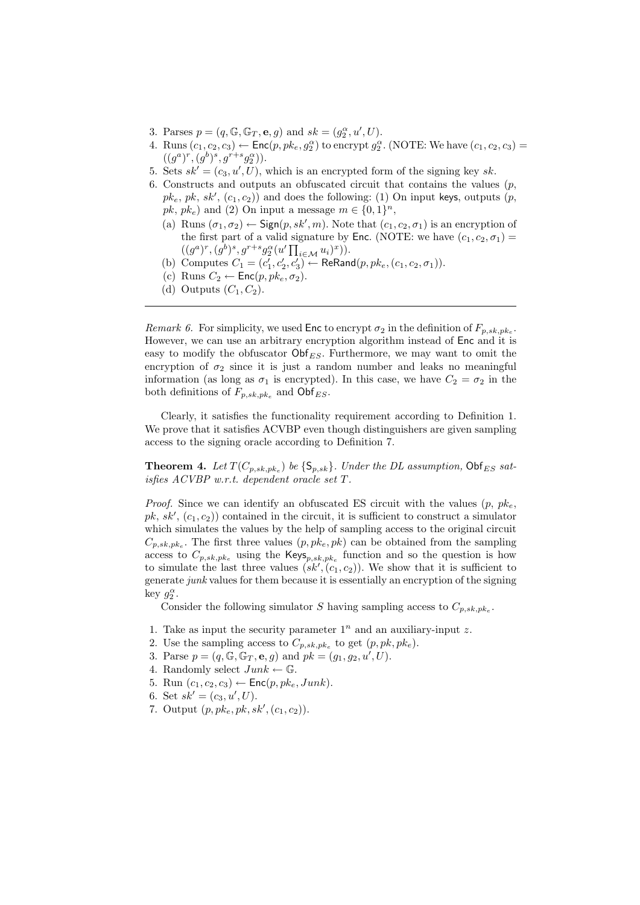3. Parses $p = (q, \mathbb{G}, \mathbb{G}_T, \mathbf{e}, g)$ and $sk = (g_2^\alpha, u', U)$.
4. Runs $(c_1, c_2, c_3) \leftarrow \mathsf{Enc}(p, pk_e, g_2^\alpha)$ to encrypt $g_2^\alpha$. (NOTE: We have $(c_1, c_2, c_3) = ((g^a)^r, (g^b)^s, g^{r+s} g_2^\alpha)$).
5. Sets $sk' = (c_3, u', U)$, which is an encrypted form of the signing key $sk$.
6. Constructs and outputs an obfuscated circuit that contains the values ($p$, $pk_e$, $pk$, $sk'$, $(c_1, c_2)$) and does the following: (1) On input $\mathsf{keys}$, outputs ($p$, $pk$, $pk_e$) and (2) On input a message $m \in \{0,1\}^n$,
   (a) Runs $(\sigma_1, \sigma_2) \leftarrow \mathsf{Sign}(p, sk', m)$. Note that $(c_1, c_2, \sigma_1)$ is an encryption of the first part of a valid signature by $\mathsf{Enc}$. (NOTE: we have $(c_1, c_2, \sigma_1) = ((g^a)^r, (g^b)^s, g^{r+s} g_2^\alpha (u' \prod_{i \in \mathcal{M}} u_i)^x))$.
   (b) Computes $C_1 = (c_1', c_2', c_3') \leftarrow \mathsf{ReRand}(p, pk_e, (c_1, c_2, \sigma_1))$.
   (c) Runs $C_2 \leftarrow \mathsf{Enc}(p, pk_e, \sigma_2)$.
   (d) Outputs $(C_1, C_2)$.

---

*Remark 6.* For simplicity, we used $\mathsf{Enc}$ to encrypt $\sigma_2$ in the definition of $F_{p,sk,pk_e}$. However, we can use an arbitrary encryption algorithm instead of $\mathsf{Enc}$ and it is easy to modify the obfuscator $\mathsf{Obf}_{ES}$. Furthermore, we may want to omit the encryption of $\sigma_2$ since it is just a random number and leaks no meaningful information (as long as $\sigma_1$ is encrypted). In this case, we have $C_2 = \sigma_2$ in the both definitions of $F_{p,sk,pk_e}$ and $\mathsf{Obf}_{ES}$.

Clearly, it satisfies the functionality requirement according to Definition 1. We prove that it satisfies ACVBP even though distinguishers are given sampling access to the signing oracle according to Definition 7.

**Theorem 4.** *Let $T(C_{p,sk,pk_e})$ be $\{\mathsf{S}_{p,sk}\}$. Under the DL assumption, $\mathsf{Obf}_{ES}$ satisfies ACVBP w.r.t. dependent oracle set $T$.*

*Proof.* Since we can identify an obfuscated ES circuit with the values ($p$, $pk_e$, $pk$, $sk'$, $(c_1, c_2)$) contained in the circuit, it is sufficient to construct a simulator which simulates the values by the help of sampling access to the original circuit $C_{p,sk,pk_e}$. The first three values $(p, pk_e, pk)$ can be obtained from the sampling access to $C_{p,sk,pk_e}$ using the $\mathsf{Keys}_{p,sk,pk_e}$ function and so the question is how to simulate the last three values $(sk', (c_1, c_2))$. We show that it is sufficient to generate *junk* values for them because it is essentially an encryption of the signing key $g_2^\alpha$.

Consider the following simulator $S$ having sampling access to $C_{p,sk,pk_e}$.

1. Take as input the security parameter $1^n$ and an auxiliary-input $z$.
2. Use the sampling access to $C_{p,sk,pk_e}$ to get $(p, pk, pk_e)$.
3. Parse $p = (q, \mathbb{G}, \mathbb{G}_T, \mathbf{e}, g)$ and $pk = (g_1, g_2, u', U)$.
4. Randomly select $Junk \leftarrow \mathbb{G}$.
5. Run $(c_1, c_2, c_3) \leftarrow \mathsf{Enc}(p, pk_e, Junk)$.
6. Set $sk' = (c_3, u', U)$.
7. Output $(p, pk_e, pk, sk', (c_1, c_2))$.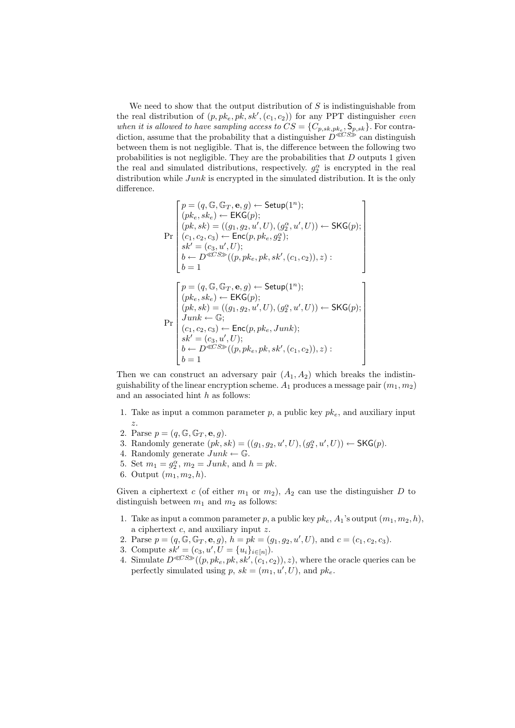We need to show that the output distribution of $S$ is indistinguishable from the real distribution of $(p, pk_e, pk, sk', (c_1, c_2))$ for any PPT distinguisher *even when it is allowed to have sampling access to* $CS = \{C_{p,sk,pk_e}, \mathsf{S}_{p,sk}\}$. For contradiction, assume that the probability that a distinguisher $D^{\ll CS \gg}$ can distinguish between them is not negligible. That is, the difference between the following two probabilities is not negligible. They are the probabilities that $D$ outputs 1 given the real and simulated distributions, respectively. $g_2^\alpha$ is encrypted in the real distribution while $Junk$ is encrypted in the simulated distribution. It is the only difference.

$$
\Pr\left[\begin{array}{l}
p = (q, \mathbb{G}, \mathbb{G}_T, \mathbf{e}, g) \leftarrow \mathsf{Setup}(1^n); \\
(pk_e, sk_e) \leftarrow \mathsf{EKG}(p); \\
(pk, sk) = ((g_1, g_2, u', U), (g_2^\alpha, u', U)) \leftarrow \mathsf{SKG}(p); \\
(c_1, c_2, c_3) \leftarrow \mathsf{Enc}(p, pk_e, g_2^\alpha); \\
sk' = (c_3, u', U); \\
b \leftarrow D^{\ll CS \gg}((p, pk_e, pk, sk', (c_1, c_2)), z) : \\
b = 1
\end{array}\right]
$$

$$
\Pr\left[\begin{array}{l}
p = (q, \mathbb{G}, \mathbb{G}_T, \mathbf{e}, g) \leftarrow \mathsf{Setup}(1^n); \\
(pk_e, sk_e) \leftarrow \mathsf{EKG}(p); \\
(pk, sk) = ((g_1, g_2, u', U), (g_2^\alpha, u', U)) \leftarrow \mathsf{SKG}(p); \\
Junk \leftarrow \mathbb{G}; \\
(c_1, c_2, c_3) \leftarrow \mathsf{Enc}(p, pk_e, Junk); \\
sk' = (c_3, u', U); \\
b \leftarrow D^{\ll CS \gg}((p, pk_e, pk, sk', (c_1, c_2)), z) : \\
b = 1
\end{array}\right]
$$

Then we can construct an adversary pair $(A_1, A_2)$ which breaks the indistinguishability of the linear encryption scheme. $A_1$ produces a message pair $(m_1, m_2)$ and an associated hint $h$ as follows:

1. Take as input a common parameter $p$, a public key $pk_e$, and auxiliary input $z$.
2. Parse $p = (q, \mathbb{G}, \mathbb{G}_T, \mathbf{e}, g)$.
3. Randomly generate $(pk, sk) = ((g_1, g_2, u', U), (g_2^\alpha, u', U)) \leftarrow \mathsf{SKG}(p)$.
4. Randomly generate $Junk \leftarrow \mathbb{G}$.
5. Set $m_1 = g_2^\alpha$, $m_2 = Junk$, and $h = pk$.
6. Output $(m_1, m_2, h)$.

Given a ciphertext $c$ (of either $m_1$ or $m_2$), $A_2$ can use the distinguisher $D$ to distinguish between $m_1$ and $m_2$ as follows:

1. Take as input a common parameter $p$, a public key $pk_e$, $A_1$'s output $(m_1, m_2, h)$, a ciphertext $c$, and auxiliary input $z$.
2. Parse $p = (q, \mathbb{G}, \mathbb{G}_T, \mathbf{e}, g)$, $h = pk = (g_1, g_2, u', U)$, and $c = (c_1, c_2, c_3)$.
3. Compute $sk' = (c_3, u', U = \{u_i\}_{i \in [n]})$.
4. Simulate $D^{\ll CS \gg}((p, pk_e, pk, sk', (c_1, c_2)), z)$, where the oracle queries can be perfectly simulated using $p$, $sk = (m_1, u', U)$, and $pk_e$.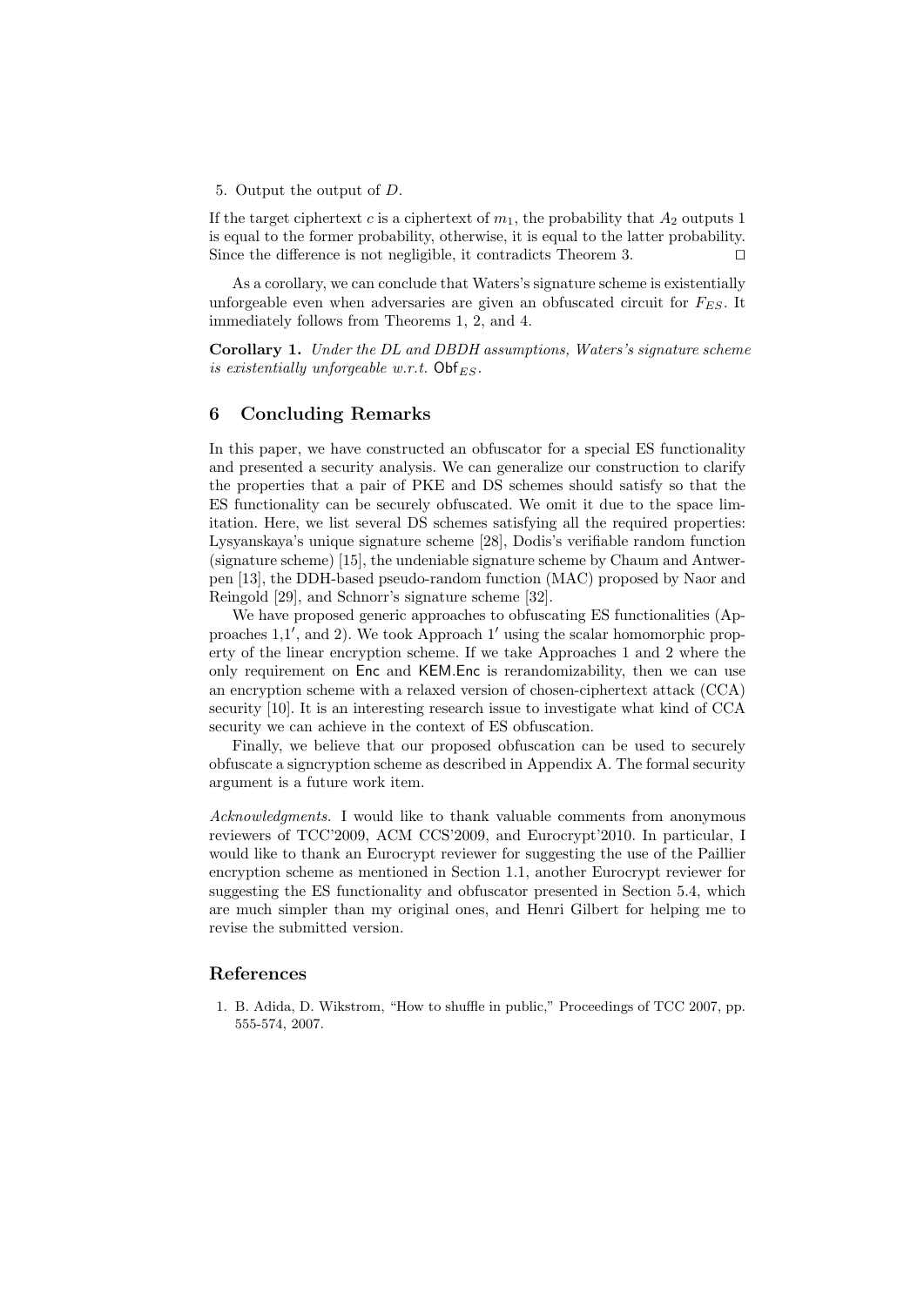5. Output the output of $D$.

If the target ciphertext $c$ is a ciphertext of $m_1$, the probability that $A_2$ outputs 1 is equal to the former probability, otherwise, it is equal to the latter probability. Since the difference is not negligible, it contradicts Theorem 3. $\square$

As a corollary, we can conclude that Waters's signature scheme is existentially unforgeable even when adversaries are given an obfuscated circuit for $F_{ES}$. It immediately follows from Theorems 1, 2, and 4.

**Corollary 1.** *Under the DL and DBDH assumptions, Waters's signature scheme is existentially unforgeable w.r.t.* $\mathsf{Obf}_{ES}$.

## 6 Concluding Remarks

In this paper, we have constructed an obfuscator for a special ES functionality and presented a security analysis. We can generalize our construction to clarify the properties that a pair of PKE and DS schemes should satisfy so that the ES functionality can be securely obfuscated. We omit it due to the space limitation. Here, we list several DS schemes satisfying all the required properties: Lysyanskaya's unique signature scheme [28], Dodis's verifiable random function (signature scheme) [15], the undeniable signature scheme by Chaum and Antwerpen [13], the DDH-based pseudo-random function (MAC) proposed by Naor and Reingold [29], and Schnorr's signature scheme [32].

We have proposed generic approaches to obfuscating ES functionalities (Approaches 1,$1'$, and 2). We took Approach $1'$ using the scalar homomorphic property of the linear encryption scheme. If we take Approaches 1 and 2 where the only requirement on $\mathsf{Enc}$ and $\mathsf{KEM.Enc}$ is rerandomizability, then we can use an encryption scheme with a relaxed version of chosen-ciphertext attack (CCA) security [10]. It is an interesting research issue to investigate what kind of CCA security we can achieve in the context of ES obfuscation.

Finally, we believe that our proposed obfuscation can be used to securely obfuscate a signcryption scheme as described in Appendix A. The formal security argument is a future work item.

*Acknowledgments.* I would like to thank valuable comments from anonymous reviewers of TCC'2009, ACM CCS'2009, and Eurocrypt'2010. In particular, I would like to thank an Eurocrypt reviewer for suggesting the use of the Paillier encryption scheme as mentioned in Section 1.1, another Eurocrypt reviewer for suggesting the ES functionality and obfuscator presented in Section 5.4, which are much simpler than my original ones, and Henri Gilbert for helping me to revise the submitted version.

## References

1. B. Adida, D. Wikstrom, "How to shuffle in public," Proceedings of TCC 2007, pp. 555-574, 2007.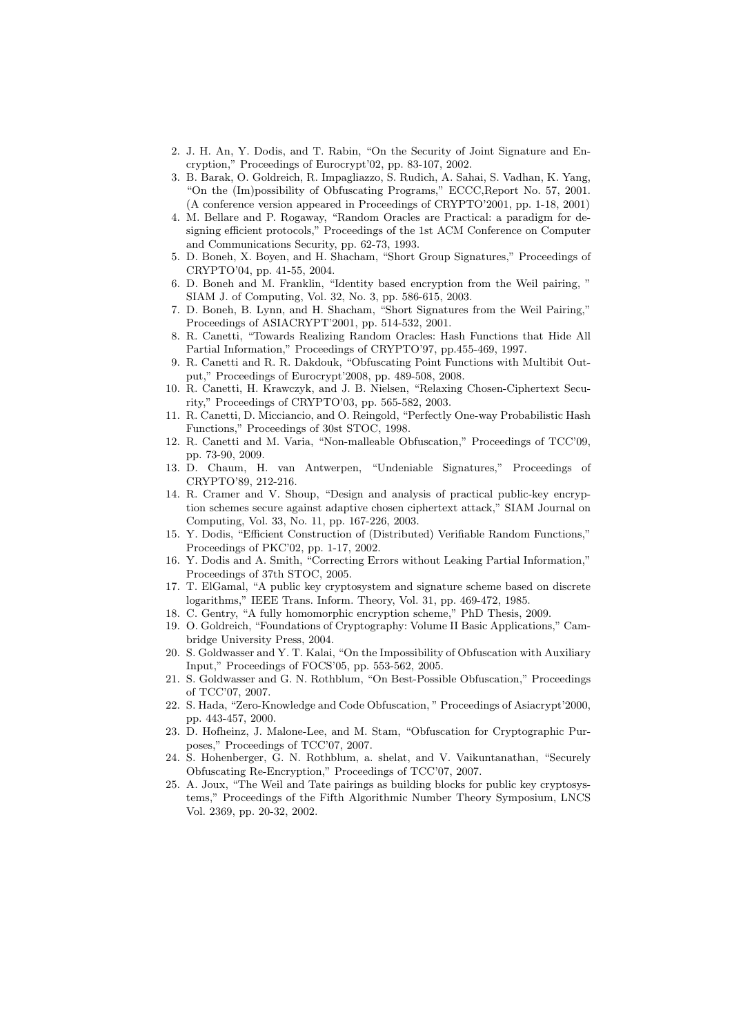2. J. H. An, Y. Dodis, and T. Rabin, "On the Security of Joint Signature and Encryption," Proceedings of Eurocrypt'02, pp. 83-107, 2002.
3. B. Barak, O. Goldreich, R. Impagliazzo, S. Rudich, A. Sahai, S. Vadhan, K. Yang, "On the (Im)possibility of Obfuscating Programs," ECCC,Report No. 57, 2001. (A conference version appeared in Proceedings of CRYPTO'2001, pp. 1-18, 2001)
4. M. Bellare and P. Rogaway, "Random Oracles are Practical: a paradigm for designing efficient protocols," Proceedings of the 1st ACM Conference on Computer and Communications Security, pp. 62-73, 1993.
5. D. Boneh, X. Boyen, and H. Shacham, "Short Group Signatures," Proceedings of CRYPTO'04, pp. 41-55, 2004.
6. D. Boneh and M. Franklin, "Identity based encryption from the Weil pairing, " SIAM J. of Computing, Vol. 32, No. 3, pp. 586-615, 2003.
7. D. Boneh, B. Lynn, and H. Shacham, "Short Signatures from the Weil Pairing," Proceedings of ASIACRYPT'2001, pp. 514-532, 2001.
8. R. Canetti, "Towards Realizing Random Oracles: Hash Functions that Hide All Partial Information," Proceedings of CRYPTO'97, pp.455-469, 1997.
9. R. Canetti and R. R. Dakdouk, "Obfuscating Point Functions with Multibit Output," Proceedings of Eurocrypt'2008, pp. 489-508, 2008.
10. R. Canetti, H. Krawczyk, and J. B. Nielsen, "Relaxing Chosen-Ciphertext Security," Proceedings of CRYPTO'03, pp. 565-582, 2003.
11. R. Canetti, D. Micciancio, and O. Reingold, "Perfectly One-way Probabilistic Hash Functions," Proceedings of 30st STOC, 1998.
12. R. Canetti and M. Varia, "Non-malleable Obfuscation," Proceedings of TCC'09, pp. 73-90, 2009.
13. D. Chaum, H. van Antwerpen, "Undeniable Signatures," Proceedings of CRYPTO'89, 212-216.
14. R. Cramer and V. Shoup, "Design and analysis of practical public-key encryption schemes secure against adaptive chosen ciphertext attack," SIAM Journal on Computing, Vol. 33, No. 11, pp. 167-226, 2003.
15. Y. Dodis, "Efficient Construction of (Distributed) Verifiable Random Functions," Proceedings of PKC'02, pp. 1-17, 2002.
16. Y. Dodis and A. Smith, "Correcting Errors without Leaking Partial Information," Proceedings of 37th STOC, 2005.
17. T. ElGamal, "A public key cryptosystem and signature scheme based on discrete logarithms," IEEE Trans. Inform. Theory, Vol. 31, pp. 469-472, 1985.
18. C. Gentry, "A fully homomorphic encryption scheme," PhD Thesis, 2009.
19. O. Goldreich, "Foundations of Cryptography: Volume II Basic Applications," Cambridge University Press, 2004.
20. S. Goldwasser and Y. T. Kalai, "On the Impossibility of Obfuscation with Auxiliary Input," Proceedings of FOCS'05, pp. 553-562, 2005.
21. S. Goldwasser and G. N. Rothblum, "On Best-Possible Obfuscation," Proceedings of TCC'07, 2007.
22. S. Hada, "Zero-Knowledge and Code Obfuscation, " Proceedings of Asiacrypt'2000, pp. 443-457, 2000.
23. D. Hofheinz, J. Malone-Lee, and M. Stam, "Obfuscation for Cryptographic Purposes," Proceedings of TCC'07, 2007.
24. S. Hohenberger, G. N. Rothblum, a. shelat, and V. Vaikuntanathan, "Securely Obfuscating Re-Encryption," Proceedings of TCC'07, 2007.
25. A. Joux, "The Weil and Tate pairings as building blocks for public key cryptosystems," Proceedings of the Fifth Algorithmic Number Theory Symposium, LNCS Vol. 2369, pp. 20-32, 2002.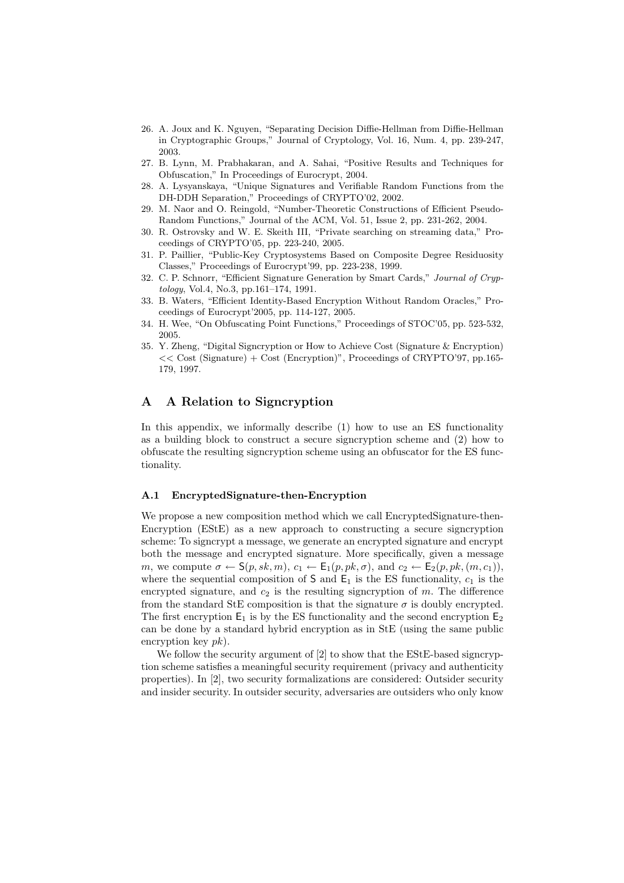26. A. Joux and K. Nguyen, "Separating Decision Diffie-Hellman from Diffie-Hellman in Cryptographic Groups," Journal of Cryptology, Vol. 16, Num. 4, pp. 239-247, 2003.
27. B. Lynn, M. Prabhakaran, and A. Sahai, "Positive Results and Techniques for Obfuscation," In Proceedings of Eurocrypt, 2004.
28. A. Lysyanskaya, "Unique Signatures and Verifiable Random Functions from the DH-DDH Separation," Proceedings of CRYPTO'02, 2002.
29. M. Naor and O. Reingold, "Number-Theoretic Constructions of Efficient Pseudo-Random Functions," Journal of the ACM, Vol. 51, Issue 2, pp. 231-262, 2004.
30. R. Ostrovsky and W. E. Skeith III, "Private searching on streaming data," Proceedings of CRYPTO'05, pp. 223-240, 2005.
31. P. Paillier, "Public-Key Cryptosystems Based on Composite Degree Residuosity Classes," Proceedings of Eurocrypt'99, pp. 223-238, 1999.
32. C. P. Schnorr, "Efficient Signature Generation by Smart Cards," *Journal of Cryptology*, Vol.4, No.3, pp.161–174, 1991.
33. B. Waters, "Efficient Identity-Based Encryption Without Random Oracles," Proceedings of Eurocrypt'2005, pp. 114-127, 2005.
34. H. Wee, "On Obfuscating Point Functions," Proceedings of STOC'05, pp. 523-532, 2005.
35. Y. Zheng, "Digital Signcryption or How to Achieve Cost (Signature & Encryption) << Cost (Signature) + Cost (Encryption)", Proceedings of CRYPTO'97, pp.165-179, 1997.

## A A Relation to Signcryption

In this appendix, we informally describe (1) how to use an ES functionality as a building block to construct a secure signcryption scheme and (2) how to obfuscate the resulting signcryption scheme using an obfuscator for the ES functionality.

### A.1 EncryptedSignature-then-Encryption

We propose a new composition method which we call EncryptedSignature-then-Encryption (EStE) as a new approach to constructing a secure signcryption scheme: To signcrypt a message, we generate an encrypted signature and encrypt both the message and encrypted signature. More specifically, given a message $m$, we compute $\sigma \leftarrow \mathsf{S}(p, sk, m)$, $c_1 \leftarrow \mathsf{E}_1(p, pk, \sigma)$, and $c_2 \leftarrow \mathsf{E}_2(p, pk, (m, c_1))$, where the sequential composition of $\mathsf{S}$ and $\mathsf{E}_1$ is the ES functionality, $c_1$ is the encrypted signature, and $c_2$ is the resulting signcryption of $m$. The difference from the standard StE composition is that the signature $\sigma$ is doubly encrypted. The first encryption $\mathsf{E}_1$ is by the ES functionality and the second encryption $\mathsf{E}_2$ can be done by a standard hybrid encryption as in StE (using the same public encryption key $pk$).

We follow the security argument of [2] to show that the EStE-based signcryption scheme satisfies a meaningful security requirement (privacy and authenticity properties). In [2], two security formalizations are considered: Outsider security and insider security. In outsider security, adversaries are outsiders who only know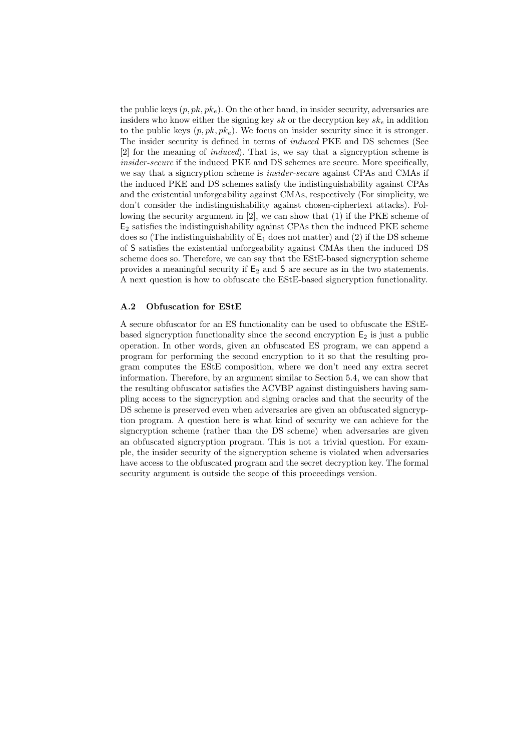the public keys $(p, pk, pk_e)$. On the other hand, in insider security, adversaries are insiders who know either the signing key $sk$ or the decryption key $sk_e$ in addition to the public keys $(p, pk, pk_e)$. We focus on insider security since it is stronger. The insider security is defined in terms of *induced* PKE and DS schemes (See [2] for the meaning of *induced*). That is, we say that a signcryption scheme is *insider-secure* if the induced PKE and DS schemes are secure. More specifically, we say that a signcryption scheme is *insider-secure* against CPAs and CMAs if the induced PKE and DS schemes satisfy the indistinguishability against CPAs and the existential unforgeability against CMAs, respectively (For simplicity, we don't consider the indistinguishability against chosen-ciphertext attacks). Following the security argument in [2], we can show that (1) if the PKE scheme of $\mathsf{E}_2$ satisfies the indistinguishability against CPAs then the induced PKE scheme does so (The indistinguishability of $\mathsf{E}_1$ does not matter) and (2) if the DS scheme of $\mathsf{S}$ satisfies the existential unforgeability against CMAs then the induced DS scheme does so. Therefore, we can say that the EStE-based signcryption scheme provides a meaningful security if $\mathsf{E}_2$ and $\mathsf{S}$ are secure as in the two statements. A next question is how to obfuscate the EStE-based signcryption functionality.

### A.2 Obfuscation for EStE

A secure obfuscator for an ES functionality can be used to obfuscate the EStE-based signcryption functionality since the second encryption $\mathsf{E}_2$ is just a public operation. In other words, given an obfuscated ES program, we can append a program for performing the second encryption to it so that the resulting program computes the EStE composition, where we don't need any extra secret information. Therefore, by an argument similar to Section 5.4, we can show that the resulting obfuscator satisfies the ACVBP against distinguishers having sampling access to the signcryption and signing oracles and that the security of the DS scheme is preserved even when adversaries are given an obfuscated signcryption program. A question here is what kind of security we can achieve for the signcryption scheme (rather than the DS scheme) when adversaries are given an obfuscated signcryption program. This is not a trivial question. For example, the insider security of the signcryption scheme is violated when adversaries have access to the obfuscated program and the secret decryption key. The formal security argument is outside the scope of this proceedings version.